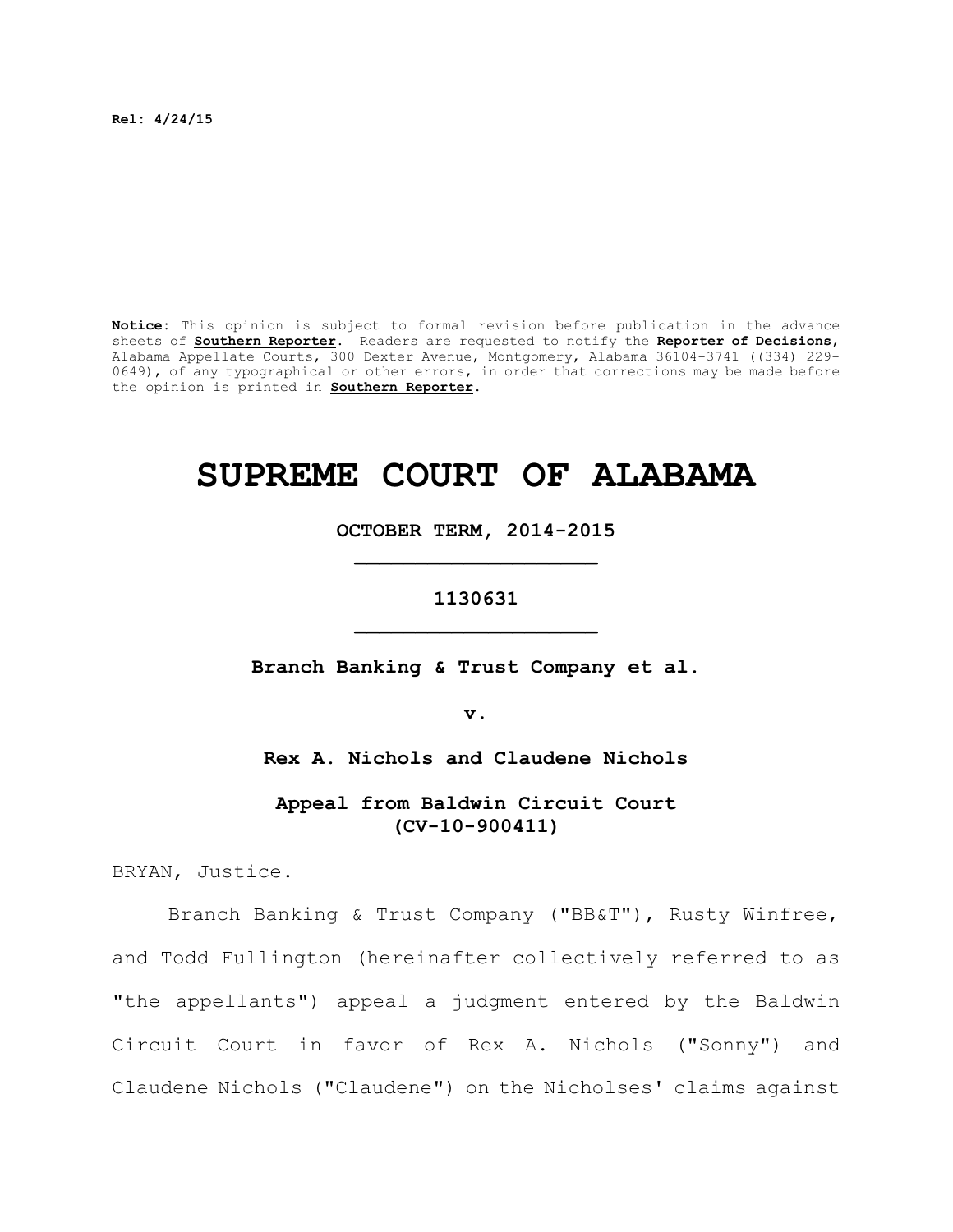Rel: 4/24/15

**Notice:** This opinion is subject to formal revision before publication in the advance sheets of **Southern Reporter**. Readers are requested to notify the **Reporter of Decisions**, Alabama Appellate Courts, 300 Dexter Avenue, Montgomery, Alabama 36104-3741 ((334) 229-0649), of any typographical or other errors, in order that corrections may be made before the opinion is printed in **Southern Reporter**.

# SUPREME COURT OF ALABAMA

**OCTOBER TERM, 2014-2015**

**1130631**

**Branch Banking & Trust Company et al.**

**v.**

**Rex A. Nichols and Claudene Nichols**

**Appeal from Baldwin Circuit Court (CV-10-900411)**

BRYAN, Justice.

Branch Banking & Trust Company ("BB&T"), Rusty Winfree, and Todd Fullington (hereinafter collectively referred to as "the appellants") appeal a judgment entered by the Baldwin Circuit Court in favor of Rex A. Nichols ("Sonny") and Claudene Nichols ("Claudene") on the Nicholses' claims against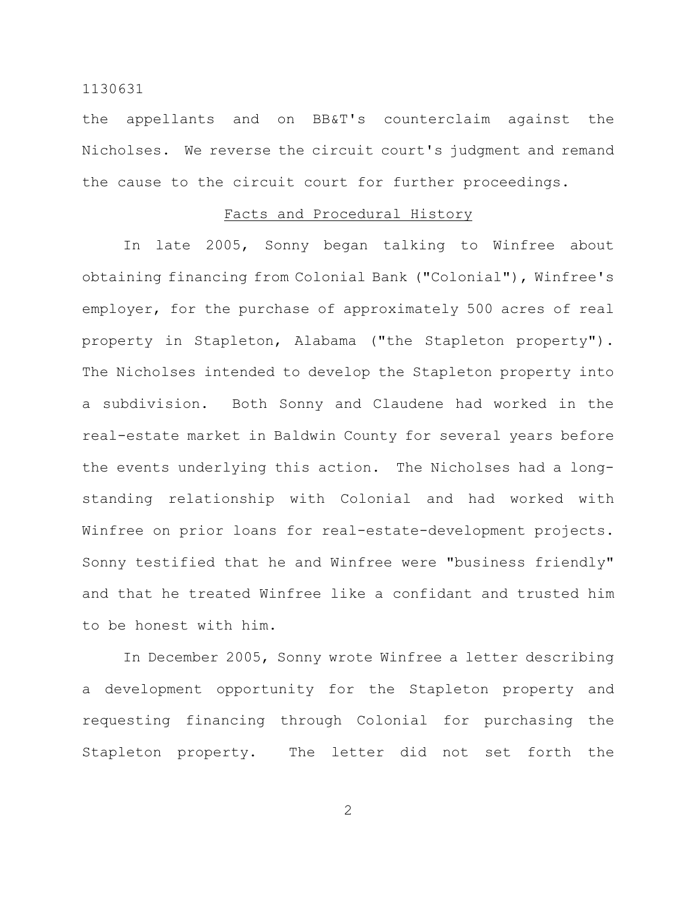the appellants and on BB&T's counterclaim against the Nicholses. We reverse the circuit court's judgment and remand the cause to the circuit court for further proceedings.

## Facts and Procedural History

In late 2005, Sonny began talking to Winfree about obtaining financing from Colonial Bank ("Colonial"), Winfree's employer, for the purchase of approximately 500 acres of real property in Stapleton, Alabama ("the Stapleton property"). The Nicholses intended to develop the Stapleton property into a subdivision. Both Sonny and Claudene had worked in the real-estate market in Baldwin County for several years before the events underlying this action. The Nicholses had a long-standing relationship with Colonial and had worked with Winfree on prior loans for real-estate-development projects. Sonny testified that he and Winfree were "business friendly" and that he treated Winfree like a confidant and trusted him to be honest with him.

In December 2005, Sonny wrote Winfree a letter describing a development opportunity for the Stapleton property and requesting financing through Colonial for purchasing the Stapleton property. The letter did not set forth the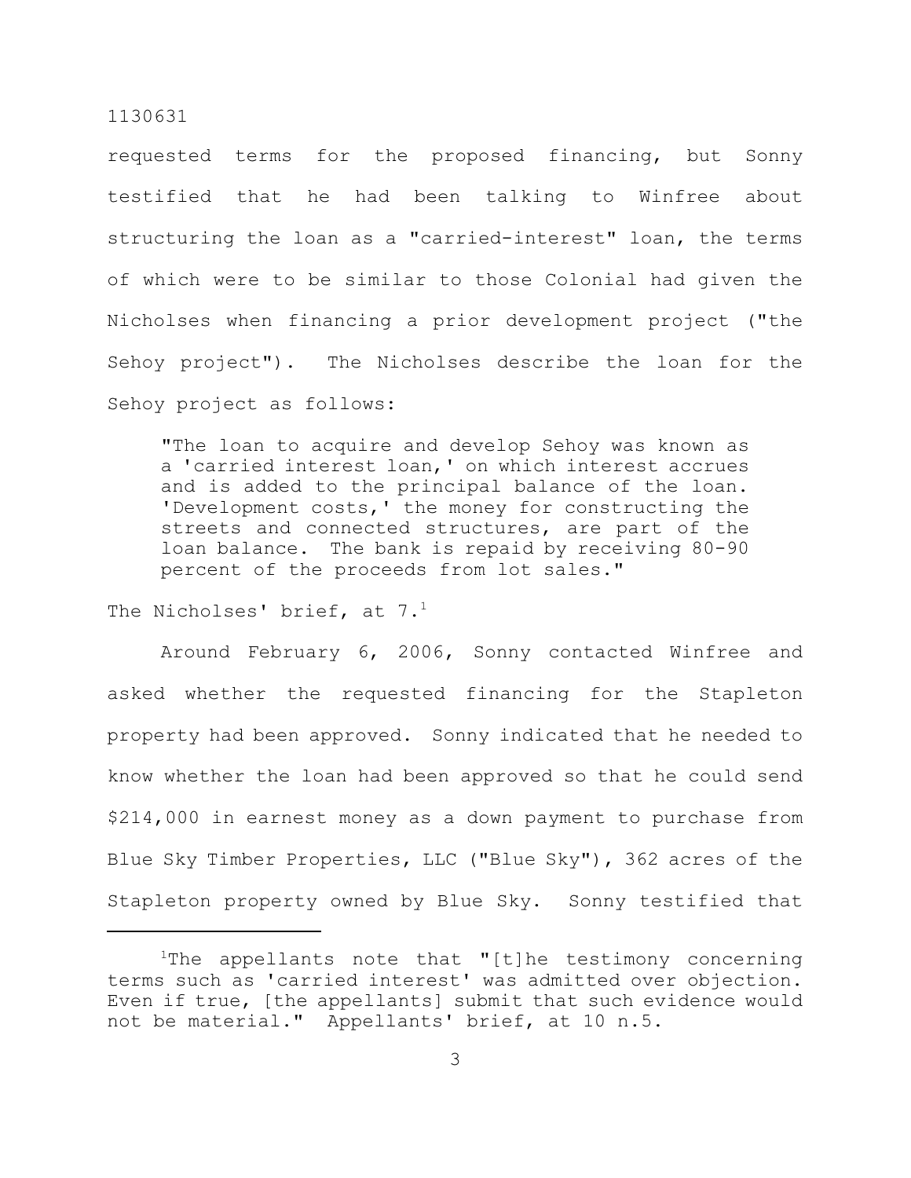requested terms for the proposed financing, but Sonny testified that he had been talking to Winfree about structuring the loan as a "carried-interest" loan, the terms of which were to be similar to those Colonial had given the Nicholses when financing a prior development project ("the Sehoy project"). The Nicholses describe the loan for the Sehoy project as follows:

> "The loan to acquire and develop Sehoy was known as a 'carried interest loan,' on which interest accrues and is added to the principal balance of the loan. 'Development costs,' the money for constructing the streets and connected structures, are part of the loan balance. The bank is repaid by receiving 80-90 percent of the proceeds from lot sales."

The Nicholses' brief, at 7.[1]

Around February 6, 2006, Sonny contacted Winfree and asked whether the requested financing for the Stapleton property had been approved. Sonny indicated that he needed to know whether the loan had been approved so that he could send $214,000 in earnest money as a down payment to purchase from Blue Sky Timber Properties, LLC ("Blue Sky"), 362 acres of the Stapleton property owned by Blue Sky. Sonny testified that

---

[1]The appellants note that "[t]he testimony concerning terms such as 'carried interest' was admitted over objection. Even if true, [the appellants] submit that such evidence would not be material." Appellants' brief, at 10 n.5.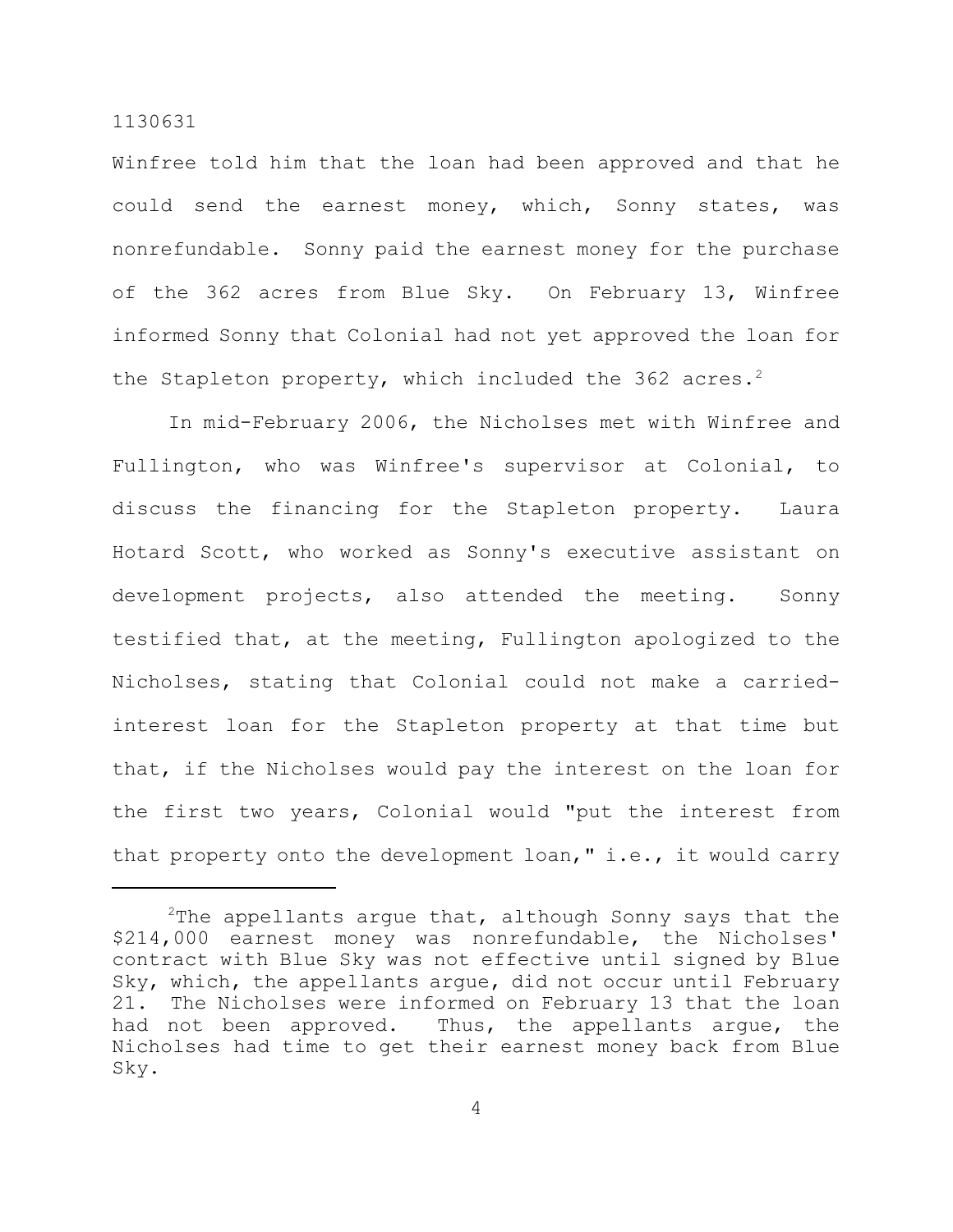Winfree told him that the loan had been approved and that he could send the earnest money, which, Sonny states, was nonrefundable. Sonny paid the earnest money for the purchase of the 362 acres from Blue Sky. On February 13, Winfree informed Sonny that Colonial had not yet approved the loan for the Stapleton property, which included the 362 acres.[2]

In mid-February 2006, the Nicholses met with Winfree and Fullington, who was Winfree's supervisor at Colonial, to discuss the financing for the Stapleton property. Laura Hotard Scott, who worked as Sonny's executive assistant on development projects, also attended the meeting. Sonny testified that, at the meeting, Fullington apologized to the Nicholses, stating that Colonial could not make a carried-interest loan for the Stapleton property at that time but that, if the Nicholses would pay the interest on the loan for the first two years, Colonial would "put the interest from that property onto the development loan," i.e., it would carry

---

[2]The appellants argue that, although Sonny says that the $214,000 earnest money was nonrefundable, the Nicholses' contract with Blue Sky was not effective until signed by Blue Sky, which, the appellants argue, did not occur until February 21. The Nicholses were informed on February 13 that the loan had not been approved. Thus, the appellants argue, the Nicholses had time to get their earnest money back from Blue Sky.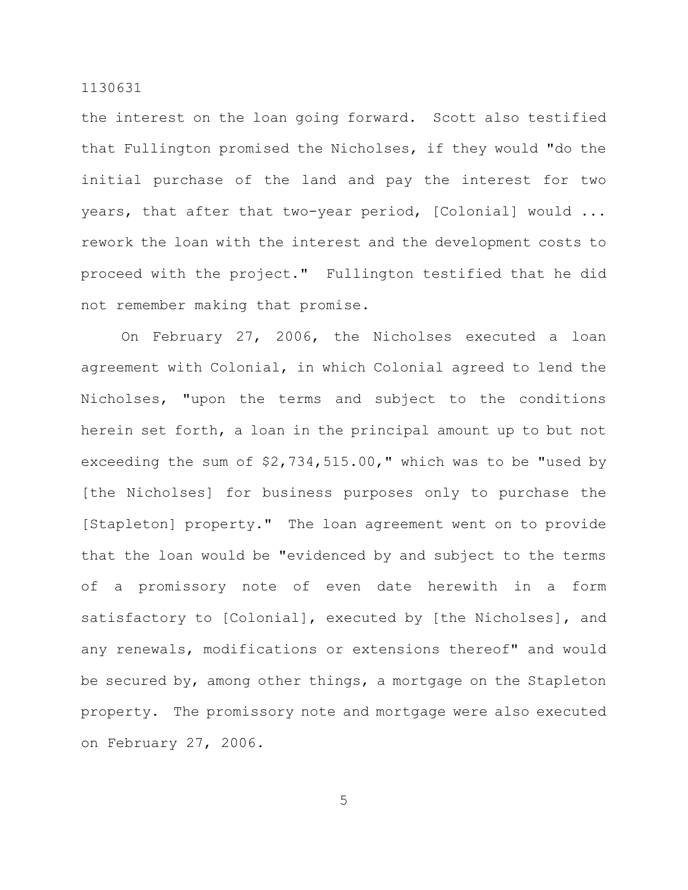the interest on the loan going forward. Scott also testified that Fullington promised the Nicholses, if they would "do the initial purchase of the land and pay the interest for two years, that after that two-year period, [Colonial] would ... rework the loan with the interest and the development costs to proceed with the project." Fullington testified that he did not remember making that promise.

On February 27, 2006, the Nicholses executed a loan agreement with Colonial, in which Colonial agreed to lend the Nicholses, "upon the terms and subject to the conditions herein set forth, a loan in the principal amount up to but not exceeding the sum of $2,734,515.00," which was to be "used by [the Nicholses] for business purposes only to purchase the [Stapleton] property." The loan agreement went on to provide that the loan would be "evidenced by and subject to the terms of a promissory note of even date herewith in a form satisfactory to [Colonial], executed by [the Nicholses], and any renewals, modifications or extensions thereof" and would be secured by, among other things, a mortgage on the Stapleton property. The promissory note and mortgage were also executed on February 27, 2006.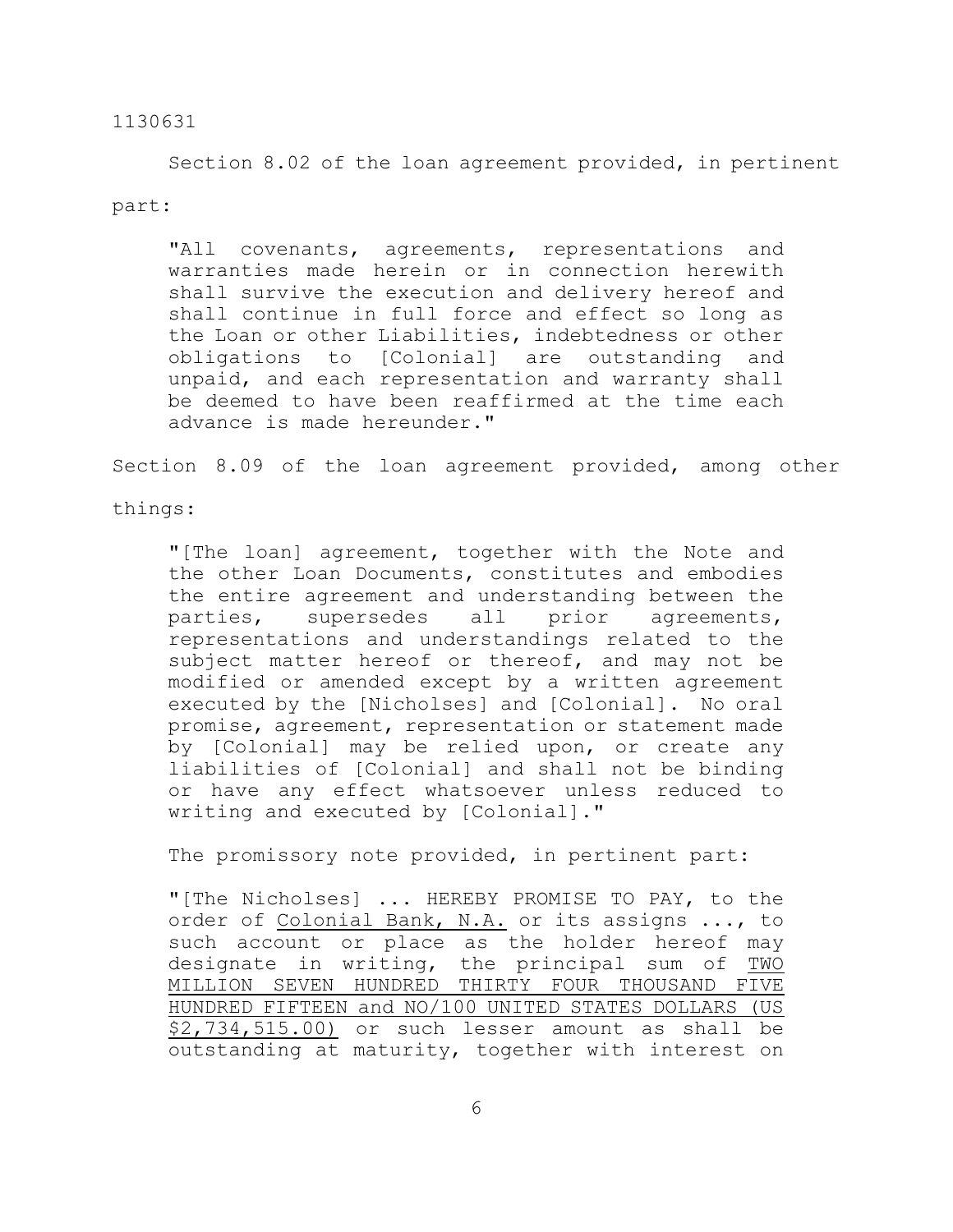Section 8.02 of the loan agreement provided, in pertinent part:

> "All covenants, agreements, representations and warranties made herein or in connection herewith shall survive the execution and delivery hereof and shall continue in full force and effect so long as the Loan or other Liabilities, indebtedness or other obligations to [Colonial] are outstanding and unpaid, and each representation and warranty shall be deemed to have been reaffirmed at the time each advance is made hereunder."

Section 8.09 of the loan agreement provided, among other things:

> "[The loan] agreement, together with the Note and the other Loan Documents, constitutes and embodies the entire agreement and understanding between the parties, supersedes all prior agreements, representations and understandings related to the subject matter hereof or thereof, and may not be modified or amended except by a written agreement executed by the [Nicholses] and [Colonial]. No oral promise, agreement, representation or statement made by [Colonial] may be relied upon, or create any liabilities of [Colonial] and shall not be binding or have any effect whatsoever unless reduced to writing and executed by [Colonial]."

The promissory note provided, in pertinent part:

> "[The Nicholses] ... HEREBY PROMISE TO PAY, to the order of <u>Colonial Bank, N.A.</u> or its assigns ..., to such account or place as the holder hereof may designate in writing, the principal sum of <u>TWO MILLION SEVEN HUNDRED THIRTY FOUR THOUSAND FIVE HUNDRED FIFTEEN and NO/100 UNITED STATES DOLLARS (US $2,734,515.00)</u> or such lesser amount as shall be outstanding at maturity, together with interest on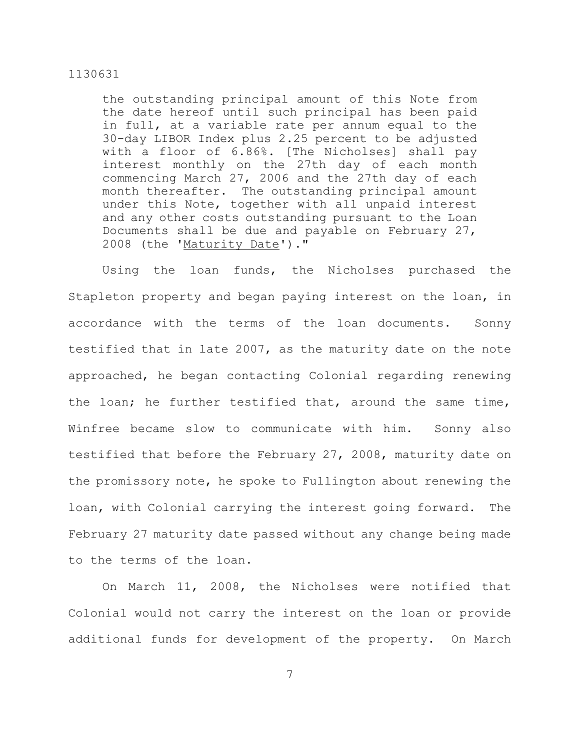> the outstanding principal amount of this Note from the date hereof until such principal has been paid in full, at a variable rate per annum equal to the 30-day LIBOR Index plus 2.25 percent to be adjusted with a floor of 6.86%. [The Nicholses] shall pay interest monthly on the 27th day of each month commencing March 27, 2006 and the 27th day of each month thereafter. The outstanding principal amount under this Note, together with all unpaid interest and any other costs outstanding pursuant to the Loan Documents shall be due and payable on February 27, 2008 (the 'Maturity Date')."

Using the loan funds, the Nicholses purchased the Stapleton property and began paying interest on the loan, in accordance with the terms of the loan documents. Sonny testified that in late 2007, as the maturity date on the note approached, he began contacting Colonial regarding renewing the loan; he further testified that, around the same time, Winfree became slow to communicate with him. Sonny also testified that before the February 27, 2008, maturity date on the promissory note, he spoke to Fullington about renewing the loan, with Colonial carrying the interest going forward. The February 27 maturity date passed without any change being made to the terms of the loan.

On March 11, 2008, the Nicholses were notified that Colonial would not carry the interest on the loan or provide additional funds for development of the property. On March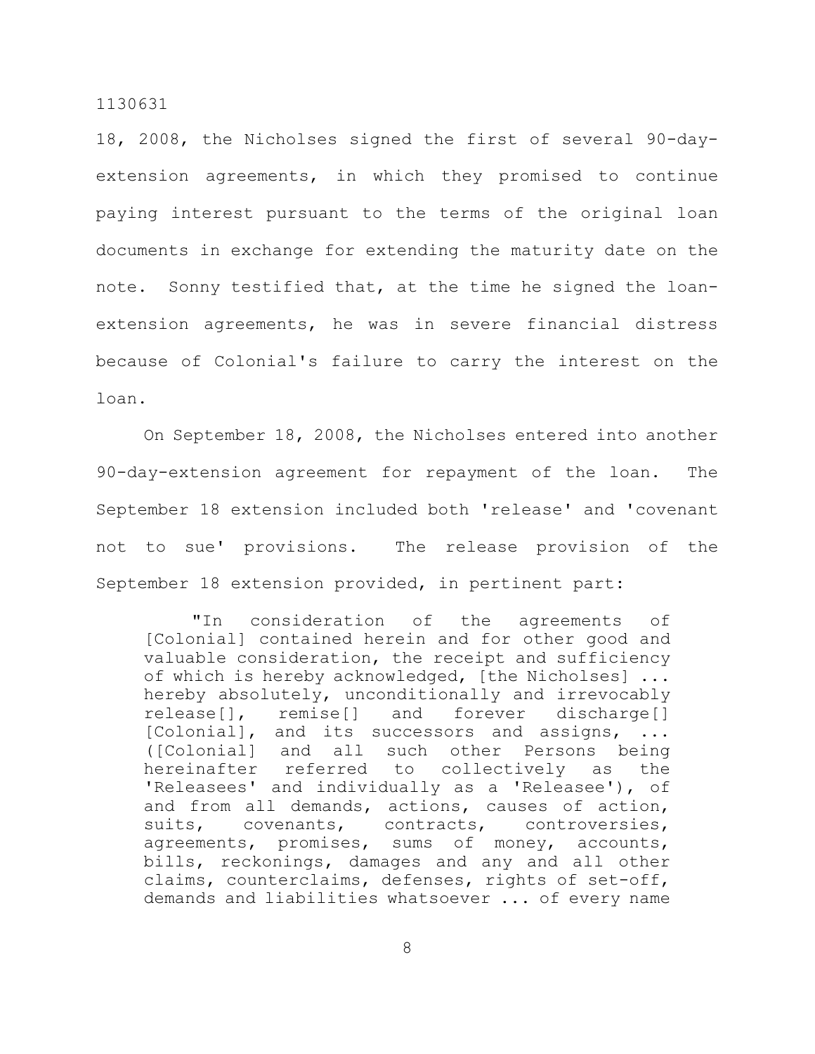18, 2008, the Nicholses signed the first of several 90-day-extension agreements, in which they promised to continue paying interest pursuant to the terms of the original loan documents in exchange for extending the maturity date on the note. Sonny testified that, at the time he signed the loan-extension agreements, he was in severe financial distress because of Colonial's failure to carry the interest on the loan.

On September 18, 2008, the Nicholses entered into another 90-day-extension agreement for repayment of the loan. The September 18 extension included both 'release' and 'covenant not to sue' provisions. The release provision of the September 18 extension provided, in pertinent part:

> "In consideration of the agreements of [Colonial] contained herein and for other good and valuable consideration, the receipt and sufficiency of which is hereby acknowledged, [the Nicholses] ... hereby absolutely, unconditionally and irrevocably release[], remise[] and forever discharge[] [Colonial], and its successors and assigns, ... ([Colonial] and all such other Persons being hereinafter referred to collectively as the 'Releasees' and individually as a 'Releasee'), of and from all demands, actions, causes of action, suits, covenants, contracts, controversies, agreements, promises, sums of money, accounts, bills, reckonings, damages and any and all other claims, counterclaims, defenses, rights of set-off, demands and liabilities whatsoever ... of every name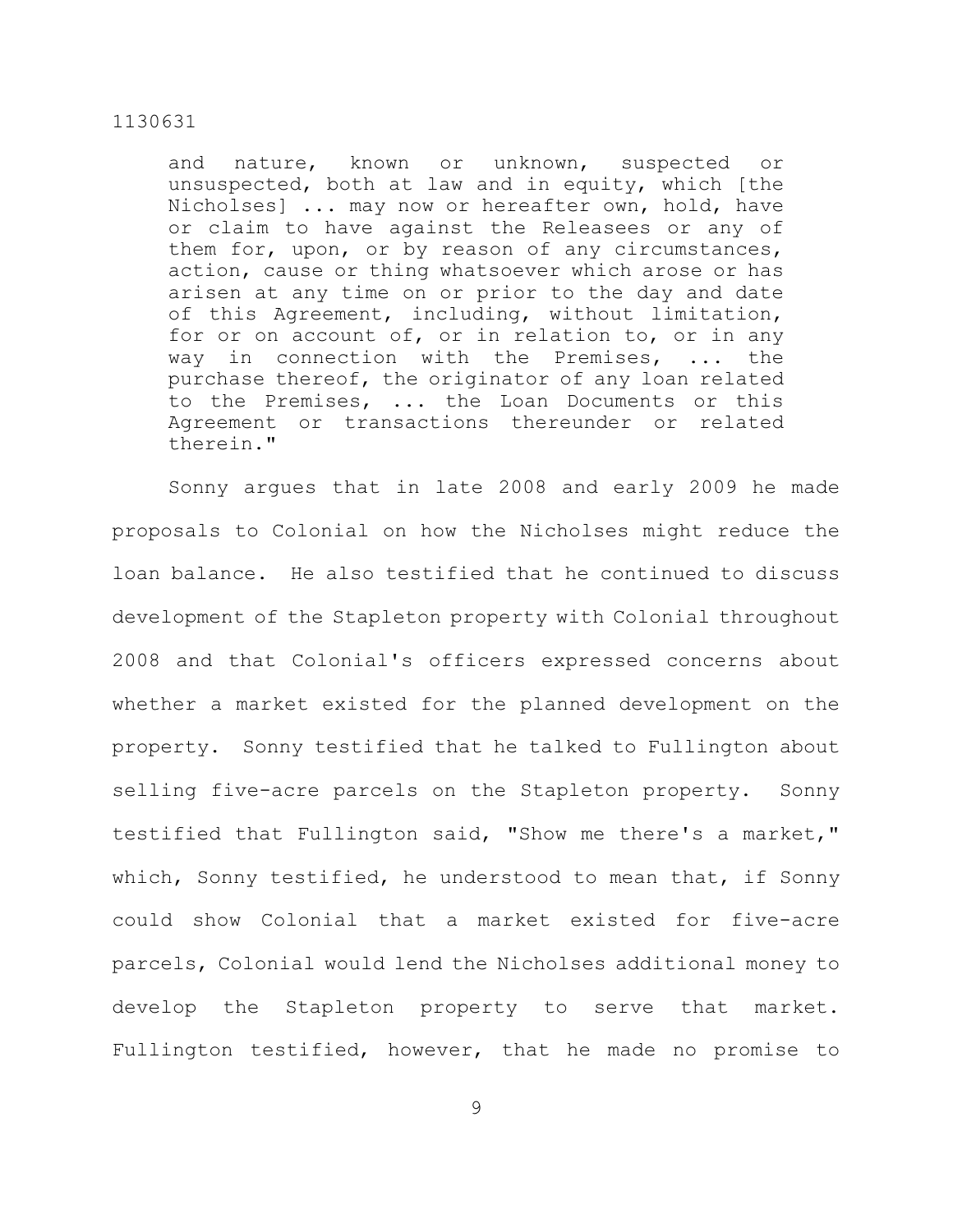> and nature, known or unknown, suspected or unsuspected, both at law and in equity, which [the Nicholses] ... may now or hereafter own, hold, have or claim to have against the Releasees or any of them for, upon, or by reason of any circumstances, action, cause or thing whatsoever which arose or has arisen at any time on or prior to the day and date of this Agreement, including, without limitation, for or on account of, or in relation to, or in any way in connection with the Premises, ... the purchase thereof, the originator of any loan related to the Premises, ... the Loan Documents or this Agreement or transactions thereunder or related therein."

Sonny argues that in late 2008 and early 2009 he made proposals to Colonial on how the Nicholses might reduce the loan balance. He also testified that he continued to discuss development of the Stapleton property with Colonial throughout 2008 and that Colonial's officers expressed concerns about whether a market existed for the planned development on the property. Sonny testified that he talked to Fullington about selling five-acre parcels on the Stapleton property. Sonny testified that Fullington said, "Show me there's a market," which, Sonny testified, he understood to mean that, if Sonny could show Colonial that a market existed for five-acre parcels, Colonial would lend the Nicholses additional money to develop the Stapleton property to serve that market. Fullington testified, however, that he made no promise to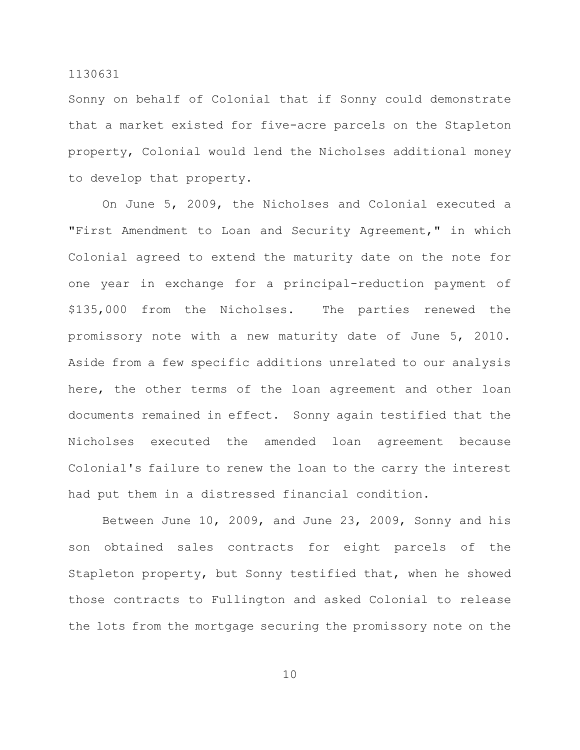Sonny on behalf of Colonial that if Sonny could demonstrate that a market existed for five-acre parcels on the Stapleton property, Colonial would lend the Nicholses additional money to develop that property.

On June 5, 2009, the Nicholses and Colonial executed a "First Amendment to Loan and Security Agreement," in which Colonial agreed to extend the maturity date on the note for one year in exchange for a principal-reduction payment of $135,000 from the Nicholses. The parties renewed the promissory note with a new maturity date of June 5, 2010. Aside from a few specific additions unrelated to our analysis here, the other terms of the loan agreement and other loan documents remained in effect. Sonny again testified that the Nicholses executed the amended loan agreement because Colonial's failure to renew the loan to the carry the interest had put them in a distressed financial condition.

Between June 10, 2009, and June 23, 2009, Sonny and his son obtained sales contracts for eight parcels of the Stapleton property, but Sonny testified that, when he showed those contracts to Fullington and asked Colonial to release the lots from the mortgage securing the promissory note on the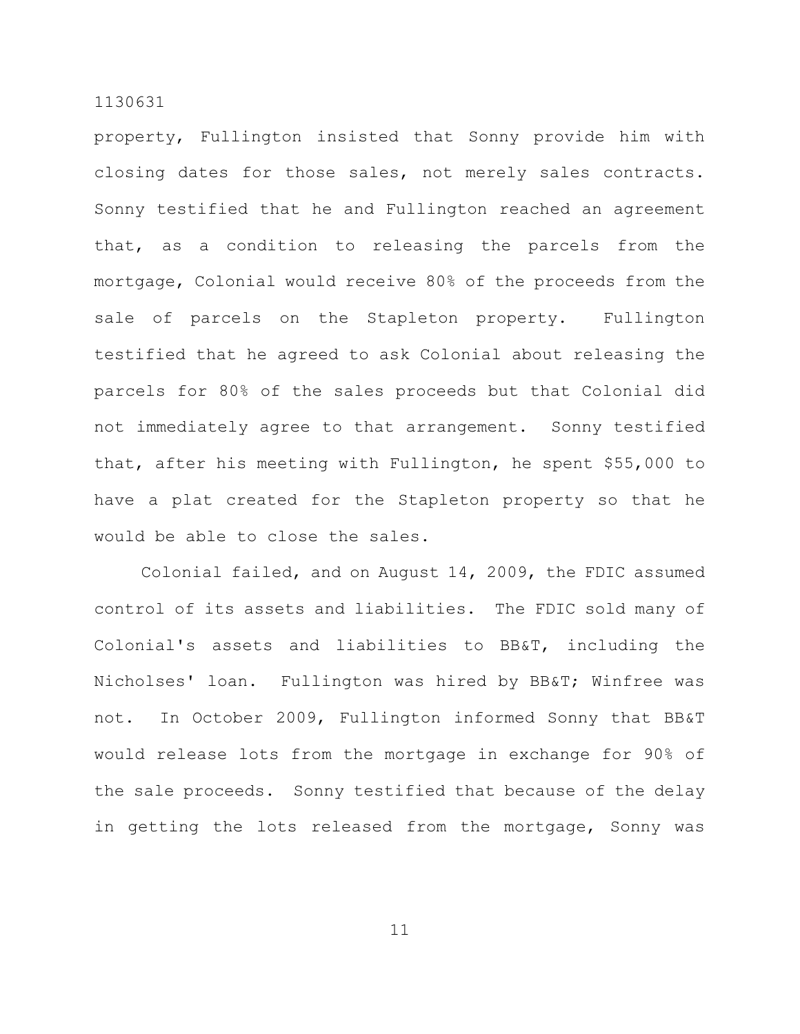property, Fullington insisted that Sonny provide him with closing dates for those sales, not merely sales contracts. Sonny testified that he and Fullington reached an agreement that, as a condition to releasing the parcels from the mortgage, Colonial would receive 80% of the proceeds from the sale of parcels on the Stapleton property. Fullington testified that he agreed to ask Colonial about releasing the parcels for 80% of the sales proceeds but that Colonial did not immediately agree to that arrangement. Sonny testified that, after his meeting with Fullington, he spent $55,000 to have a plat created for the Stapleton property so that he would be able to close the sales.

Colonial failed, and on August 14, 2009, the FDIC assumed control of its assets and liabilities. The FDIC sold many of Colonial's assets and liabilities to BB&T, including the Nicholses' loan. Fullington was hired by BB&T; Winfree was not. In October 2009, Fullington informed Sonny that BB&T would release lots from the mortgage in exchange for 90% of the sale proceeds. Sonny testified that because of the delay in getting the lots released from the mortgage, Sonny was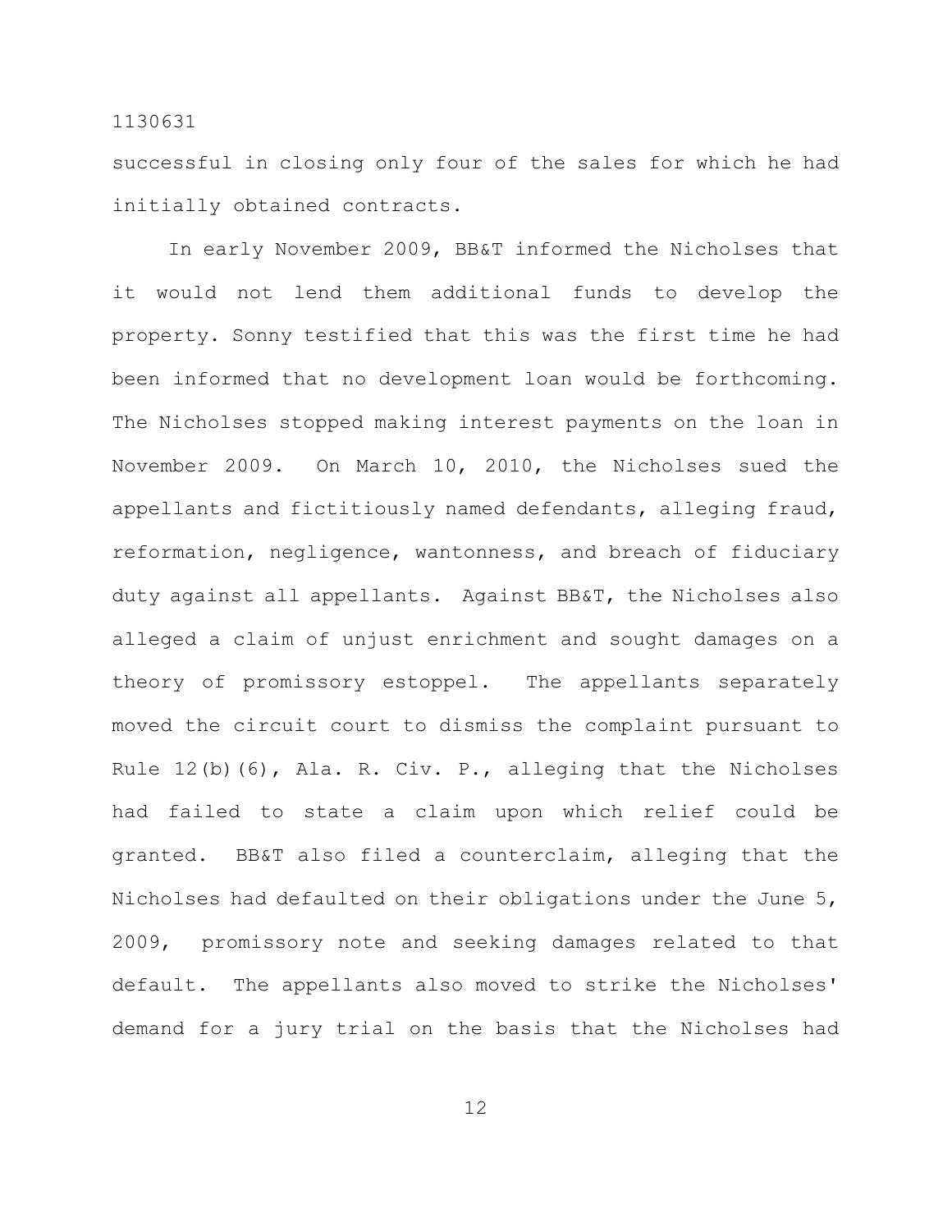successful in closing only four of the sales for which he had initially obtained contracts.

In early November 2009, BB&T informed the Nicholses that it would not lend them additional funds to develop the property. Sonny testified that this was the first time he had been informed that no development loan would be forthcoming. The Nicholses stopped making interest payments on the loan in November 2009. On March 10, 2010, the Nicholses sued the appellants and fictitiously named defendants, alleging fraud, reformation, negligence, wantonness, and breach of fiduciary duty against all appellants. Against BB&T, the Nicholses also alleged a claim of unjust enrichment and sought damages on a theory of promissory estoppel. The appellants separately moved the circuit court to dismiss the complaint pursuant to Rule 12(b)(6), Ala. R. Civ. P., alleging that the Nicholses had failed to state a claim upon which relief could be granted. BB&T also filed a counterclaim, alleging that the Nicholses had defaulted on their obligations under the June 5, 2009, promissory note and seeking damages related to that default. The appellants also moved to strike the Nicholses' demand for a jury trial on the basis that the Nicholses had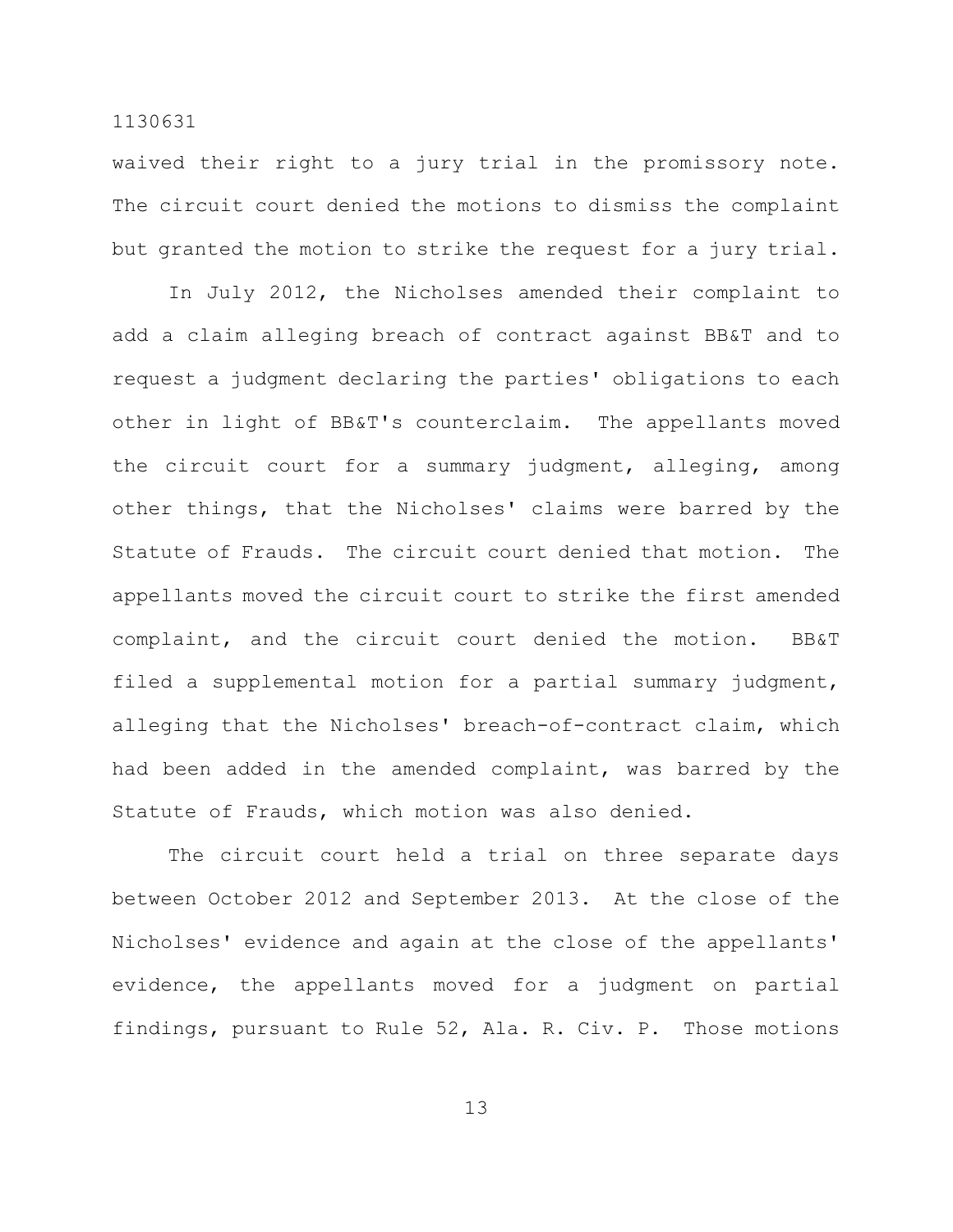waived their right to a jury trial in the promissory note. The circuit court denied the motions to dismiss the complaint but granted the motion to strike the request for a jury trial.

In July 2012, the Nicholses amended their complaint to add a claim alleging breach of contract against BB&T and to request a judgment declaring the parties' obligations to each other in light of BB&T's counterclaim. The appellants moved the circuit court for a summary judgment, alleging, among other things, that the Nicholses' claims were barred by the Statute of Frauds. The circuit court denied that motion. The appellants moved the circuit court to strike the first amended complaint, and the circuit court denied the motion. BB&T filed a supplemental motion for a partial summary judgment, alleging that the Nicholses' breach-of-contract claim, which had been added in the amended complaint, was barred by the Statute of Frauds, which motion was also denied.

The circuit court held a trial on three separate days between October 2012 and September 2013. At the close of the Nicholses' evidence and again at the close of the appellants' evidence, the appellants moved for a judgment on partial findings, pursuant to Rule 52, Ala. R. Civ. P. Those motions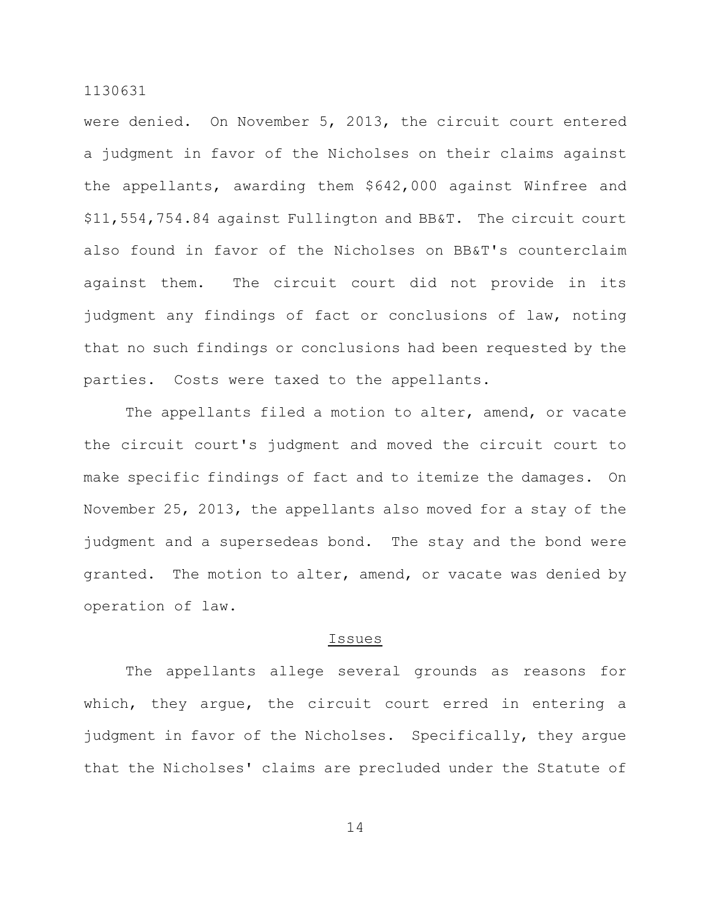were denied. On November 5, 2013, the circuit court entered a judgment in favor of the Nicholses on their claims against the appellants, awarding them $642,000 against Winfree and $11,554,754.84 against Fullington and BB&T. The circuit court also found in favor of the Nicholses on BB&T's counterclaim against them. The circuit court did not provide in its judgment any findings of fact or conclusions of law, noting that no such findings or conclusions had been requested by the parties. Costs were taxed to the appellants.

The appellants filed a motion to alter, amend, or vacate the circuit court's judgment and moved the circuit court to make specific findings of fact and to itemize the damages. On November 25, 2013, the appellants also moved for a stay of the judgment and a supersedeas bond. The stay and the bond were granted. The motion to alter, amend, or vacate was denied by operation of law.

## Issues

The appellants allege several grounds as reasons for which, they argue, the circuit court erred in entering a judgment in favor of the Nicholses. Specifically, they argue that the Nicholses' claims are precluded under the Statute of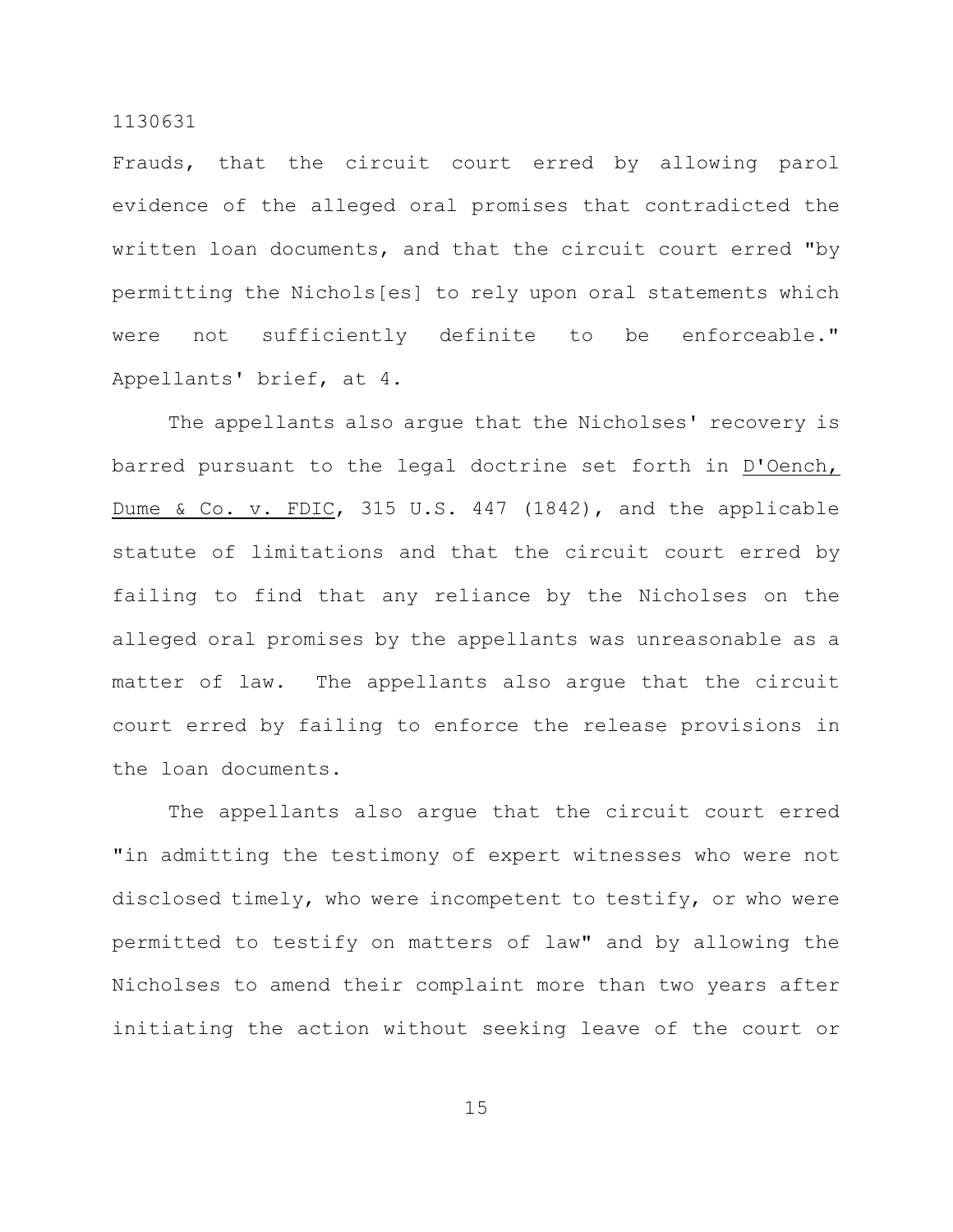Frauds, that the circuit court erred by allowing parol evidence of the alleged oral promises that contradicted the written loan documents, and that the circuit court erred "by permitting the Nichols[es] to rely upon oral statements which were not sufficiently definite to be enforceable." Appellants' brief, at 4.

The appellants also argue that the Nicholses' recovery is barred pursuant to the legal doctrine set forth in D'Oench, Dume & Co. v. FDIC, 315 U.S. 447 (1842), and the applicable statute of limitations and that the circuit court erred by failing to find that any reliance by the Nicholses on the alleged oral promises by the appellants was unreasonable as a matter of law. The appellants also argue that the circuit court erred by failing to enforce the release provisions in the loan documents.

The appellants also argue that the circuit court erred "in admitting the testimony of expert witnesses who were not disclosed timely, who were incompetent to testify, or who were permitted to testify on matters of law" and by allowing the Nicholses to amend their complaint more than two years after initiating the action without seeking leave of the court or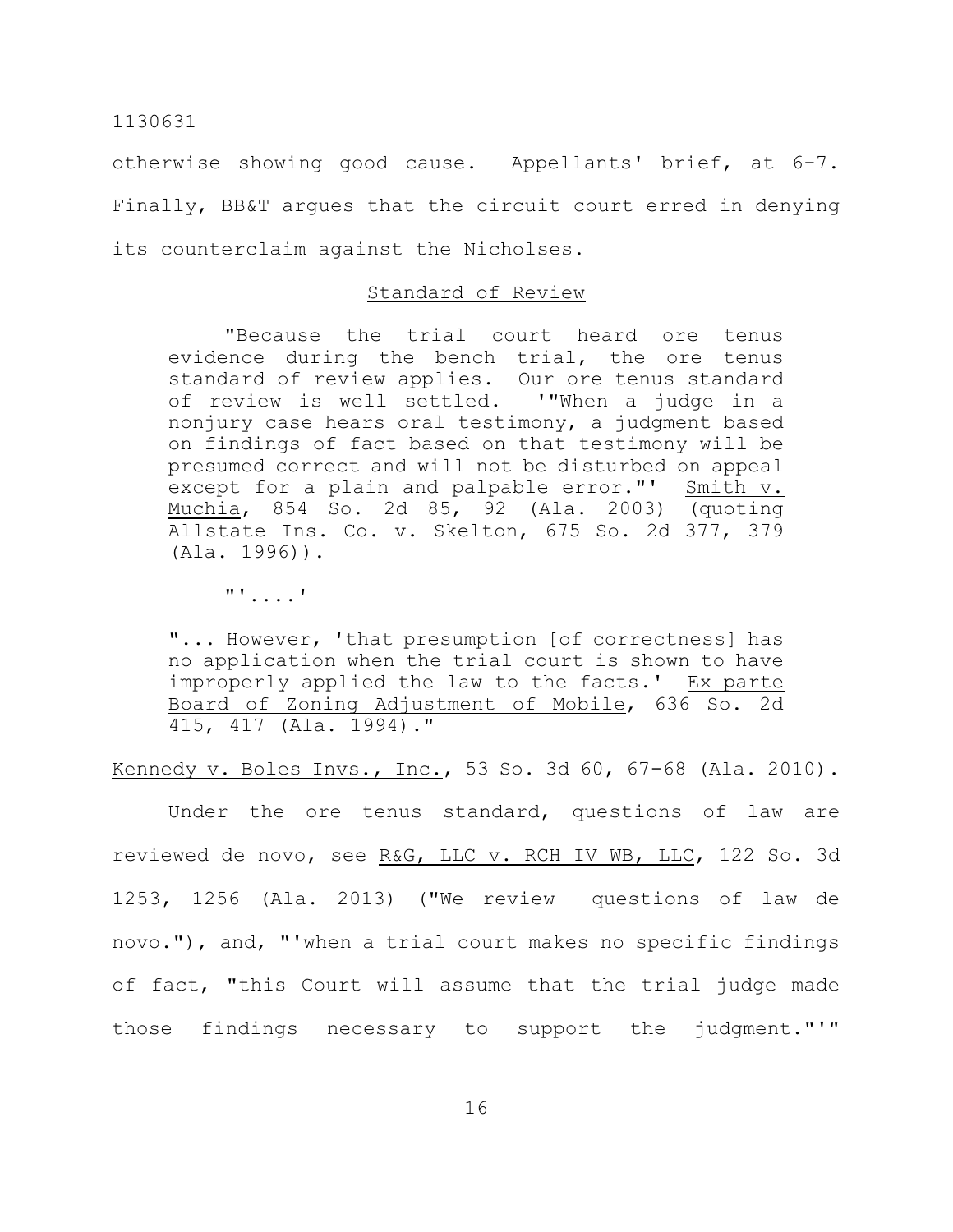otherwise showing good cause. Appellants' brief, at 6-7. Finally, BB&T argues that the circuit court erred in denying its counterclaim against the Nicholses.

## Standard of Review

> "Because the trial court heard ore tenus evidence during the bench trial, the ore tenus standard of review applies. Our ore tenus standard of review is well settled. '"When a judge in a nonjury case hears oral testimony, a judgment based on findings of fact based on that testimony will be presumed correct and will not be disturbed on appeal except for a plain and palpable error."' Smith v. Muchia, 854 So. 2d 85, 92 (Ala. 2003) (quoting Allstate Ins. Co. v. Skelton, 675 So. 2d 377, 379 (Ala. 1996)).
>
> "'....'
>
> "... However, 'that presumption [of correctness] has no application when the trial court is shown to have improperly applied the law to the facts.' Ex parte Board of Zoning Adjustment of Mobile, 636 So. 2d 415, 417 (Ala. 1994)."

Kennedy v. Boles Invs., Inc., 53 So. 3d 60, 67-68 (Ala. 2010).

Under the ore tenus standard, questions of law are reviewed de novo, see R&G, LLC v. RCH IV WB, LLC, 122 So. 3d 1253, 1256 (Ala. 2013) ("We review questions of law de novo."), and, "'when a trial court makes no specific findings of fact, "this Court will assume that the trial judge made those findings necessary to support the judgment."'"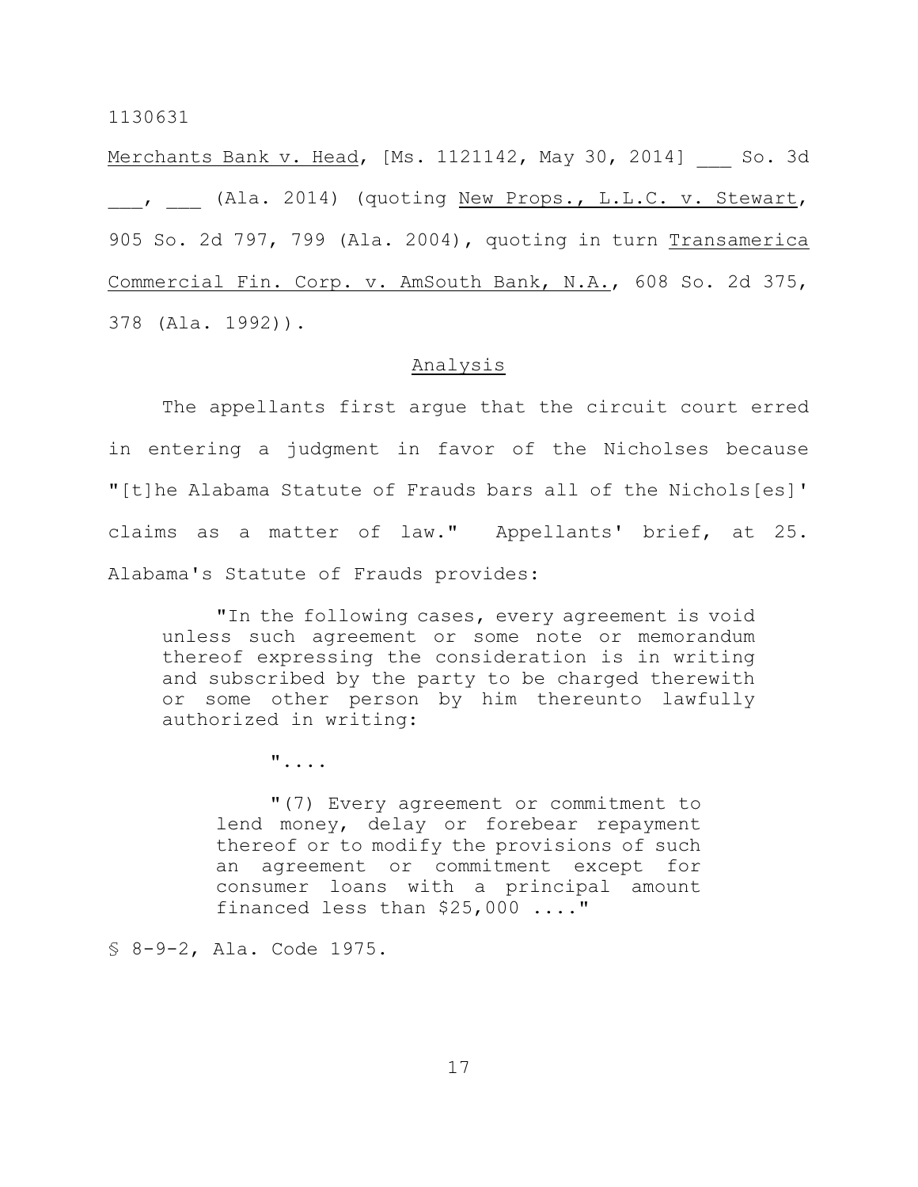*Merchants Bank v. Head*, [Ms. 1121142, May 30, 2014] ___ So. 3d ___, ___ (Ala. 2014) (quoting *New Props., L.L.C. v. Stewart*, 905 So. 2d 797, 799 (Ala. 2004), quoting in turn *Transamerica Commercial Fin. Corp. v. AmSouth Bank, N.A.*, 608 So. 2d 375, 378 (Ala. 1992)).

## Analysis

The appellants first argue that the circuit court erred in entering a judgment in favor of the Nicholses because "[t]he Alabama Statute of Frauds bars all of the Nichols[es]' claims as a matter of law." Appellants' brief, at 25. Alabama's Statute of Frauds provides:

> "In the following cases, every agreement is void unless such agreement or some note or memorandum thereof expressing the consideration is in writing and subscribed by the party to be charged therewith or some other person by him thereunto lawfully authorized in writing:
>
> "....
>
> "(7) Every agreement or commitment to lend money, delay or forebear repayment thereof or to modify the provisions of such an agreement or commitment except for consumer loans with a principal amount financed less than $25,000 ...."

§ 8-9-2, Ala. Code 1975.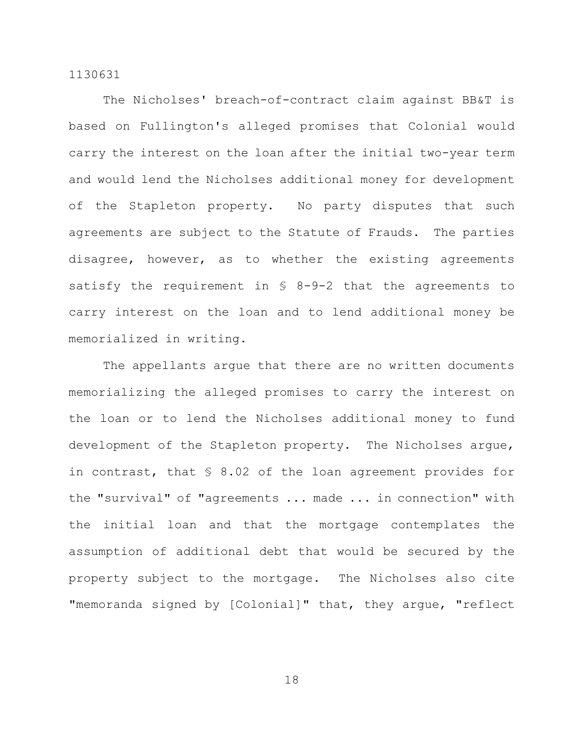The Nicholses' breach-of-contract claim against BB&T is based on Fullington's alleged promises that Colonial would carry the interest on the loan after the initial two-year term and would lend the Nicholses additional money for development of the Stapleton property. No party disputes that such agreements are subject to the Statute of Frauds. The parties disagree, however, as to whether the existing agreements satisfy the requirement in § 8-9-2 that the agreements to carry interest on the loan and to lend additional money be memorialized in writing.

The appellants argue that there are no written documents memorializing the alleged promises to carry the interest on the loan or to lend the Nicholses additional money to fund development of the Stapleton property. The Nicholses argue, in contrast, that § 8.02 of the loan agreement provides for the "survival" of "agreements ... made ... in connection" with the initial loan and that the mortgage contemplates the assumption of additional debt that would be secured by the property subject to the mortgage. The Nicholses also cite "memoranda signed by [Colonial]" that, they argue, "reflect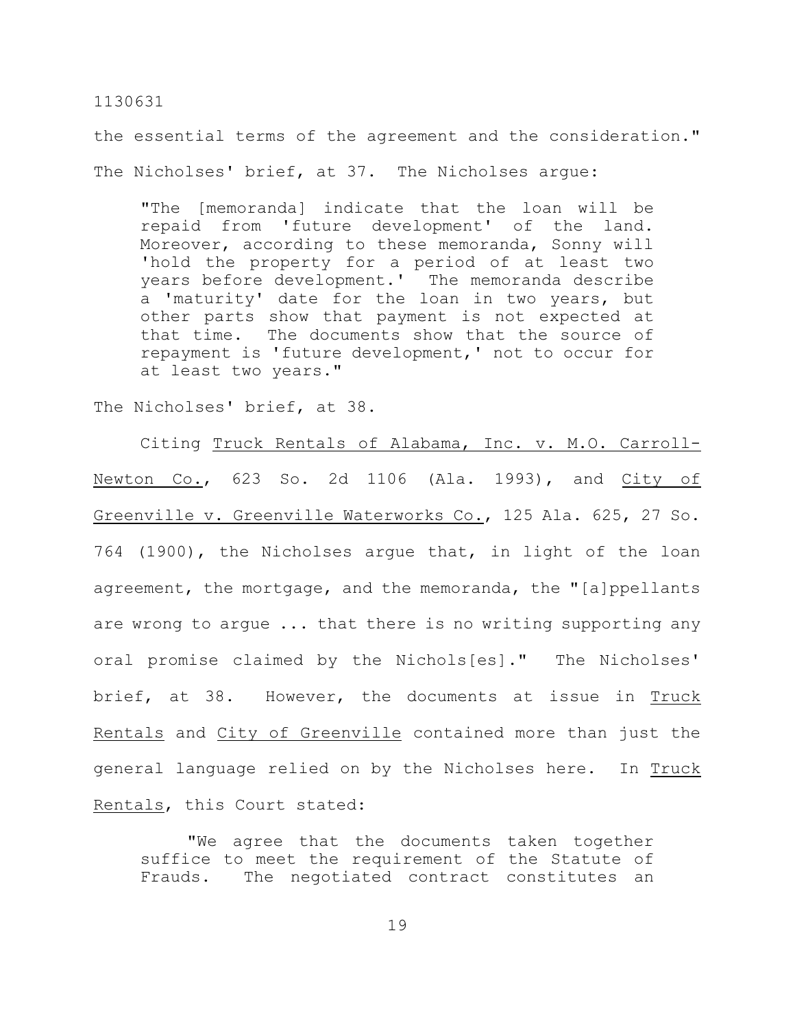the essential terms of the agreement and the consideration." The Nicholses' brief, at 37. The Nicholses argue:

> "The [memoranda] indicate that the loan will be repaid from 'future development' of the land. Moreover, according to these memoranda, Sonny will 'hold the property for a period of at least two years before development.' The memoranda describe a 'maturity' date for the loan in two years, but other parts show that payment is not expected at that time. The documents show that the source of repayment is 'future development,' not to occur for at least two years."

The Nicholses' brief, at 38.

Citing Truck Rentals of Alabama, Inc. v. M.O. Carroll-Newton Co., 623 So. 2d 1106 (Ala. 1993), and City of Greenville v. Greenville Waterworks Co., 125 Ala. 625, 27 So. 764 (1900), the Nicholses argue that, in light of the loan agreement, the mortgage, and the memoranda, the "[a]ppellants are wrong to argue ... that there is no writing supporting any oral promise claimed by the Nichols[es]." The Nicholses' brief, at 38. However, the documents at issue in Truck Rentals and City of Greenville contained more than just the general language relied on by the Nicholses here. In Truck Rentals, this Court stated:

> "We agree that the documents taken together suffice to meet the requirement of the Statute of Frauds. The negotiated contract constitutes an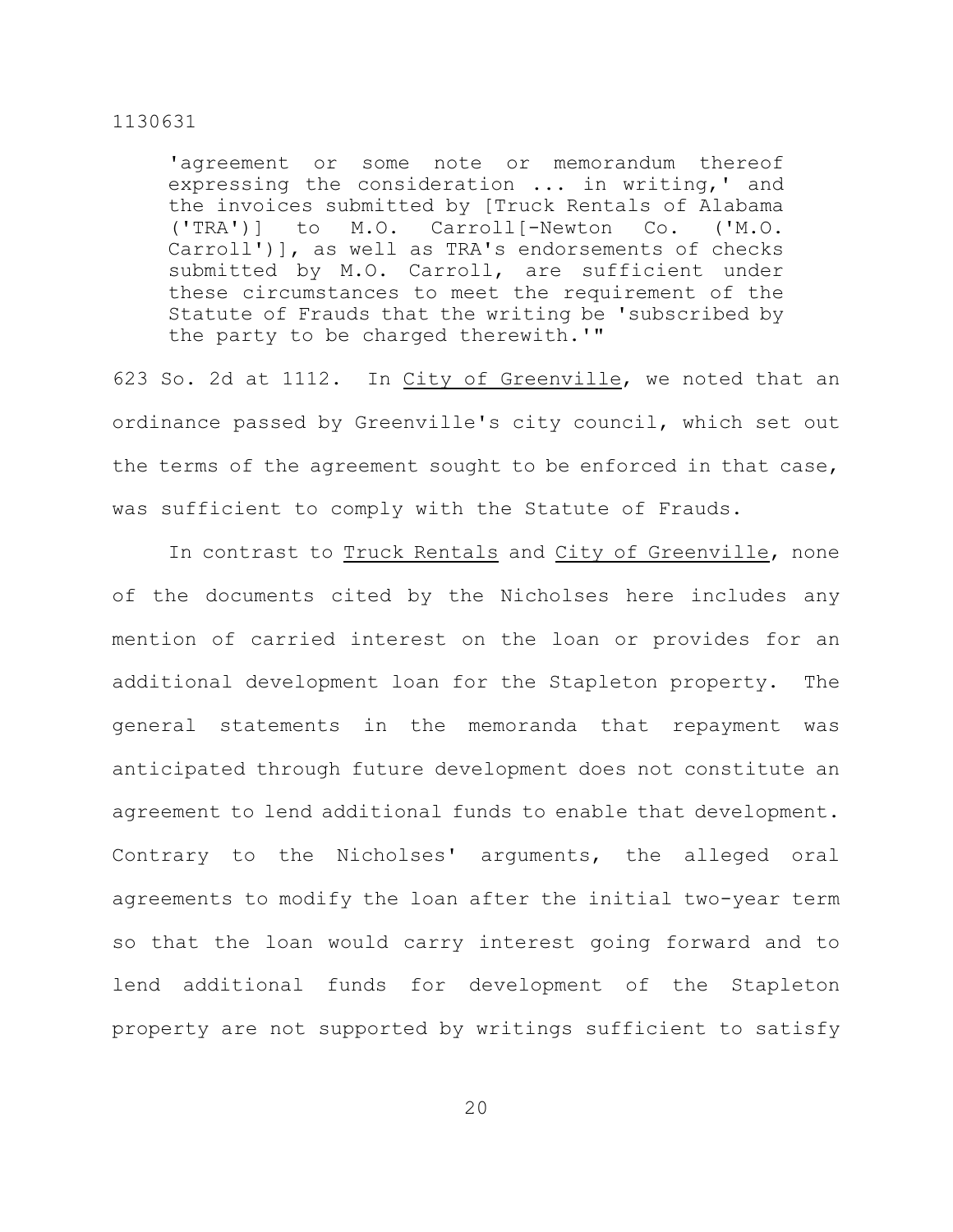> 'agreement or some note or memorandum thereof expressing the consideration ... in writing,' and the invoices submitted by [Truck Rentals of Alabama ('TRA')] to M.O. Carroll[-Newton Co. ('M.O. Carroll')], as well as TRA's endorsements of checks submitted by M.O. Carroll, are sufficient under these circumstances to meet the requirement of the Statute of Frauds that the writing be 'subscribed by the party to be charged therewith.'"

623 So. 2d at 1112. In City of Greenville, we noted that an ordinance passed by Greenville's city council, which set out the terms of the agreement sought to be enforced in that case, was sufficient to comply with the Statute of Frauds.

In contrast to Truck Rentals and City of Greenville, none of the documents cited by the Nicholses here includes any mention of carried interest on the loan or provides for an additional development loan for the Stapleton property. The general statements in the memoranda that repayment was anticipated through future development does not constitute an agreement to lend additional funds to enable that development. Contrary to the Nicholses' arguments, the alleged oral agreements to modify the loan after the initial two-year term so that the loan would carry interest going forward and to lend additional funds for development of the Stapleton property are not supported by writings sufficient to satisfy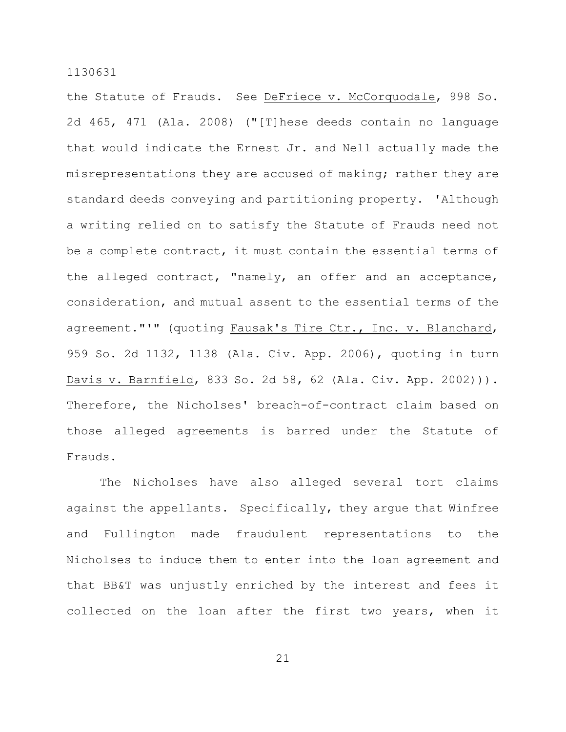the Statute of Frauds. See DeFriece v. McCorquodale, 998 So. 2d 465, 471 (Ala. 2008) ("[T]hese deeds contain no language that would indicate the Ernest Jr. and Nell actually made the misrepresentations they are accused of making; rather they are standard deeds conveying and partitioning property. 'Although a writing relied on to satisfy the Statute of Frauds need not be a complete contract, it must contain the essential terms of the alleged contract, "namely, an offer and an acceptance, consideration, and mutual assent to the essential terms of the agreement."'" (quoting Fausak's Tire Ctr., Inc. v. Blanchard, 959 So. 2d 1132, 1138 (Ala. Civ. App. 2006), quoting in turn Davis v. Barnfield, 833 So. 2d 58, 62 (Ala. Civ. App. 2002))). Therefore, the Nicholses' breach-of-contract claim based on those alleged agreements is barred under the Statute of Frauds.

The Nicholses have also alleged several tort claims against the appellants. Specifically, they argue that Winfree and Fullington made fraudulent representations to the Nicholses to induce them to enter into the loan agreement and that BB&T was unjustly enriched by the interest and fees it collected on the loan after the first two years, when it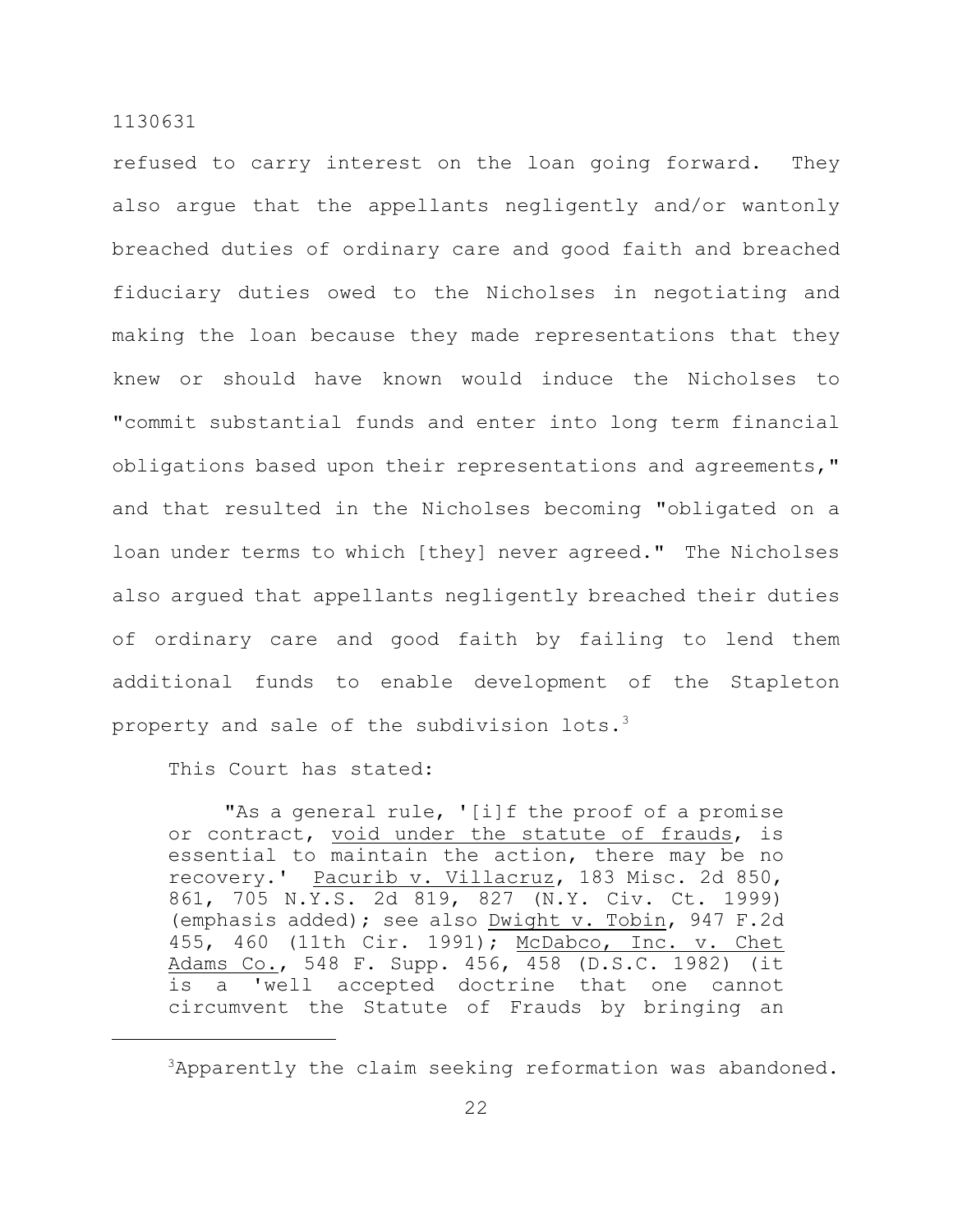refused to carry interest on the loan going forward. They also argue that the appellants negligently and/or wantonly breached duties of ordinary care and good faith and breached fiduciary duties owed to the Nicholses in negotiating and making the loan because they made representations that they knew or should have known would induce the Nicholses to "commit substantial funds and enter into long term financial obligations based upon their representations and agreements," and that resulted in the Nicholses becoming "obligated on a loan under terms to which [they] never agreed." The Nicholses also argued that appellants negligently breached their duties of ordinary care and good faith by failing to lend them additional funds to enable development of the Stapleton property and sale of the subdivision lots.[3]

This Court has stated:

> "As a general rule, '[i]f the proof of a promise or contract, <u>void under the statute of frauds</u>, is essential to maintain the action, there may be no recovery.' <u>Pacurib v. Villacruz</u>, 183 Misc. 2d 850, 861, 705 N.Y.S. 2d 819, 827 (N.Y. Civ. Ct. 1999) (emphasis added); see also <u>Dwight v. Tobin</u>, 947 F.2d 455, 460 (11th Cir. 1991); <u>McDabco, Inc. v. Chet Adams Co.</u>, 548 F. Supp. 456, 458 (D.S.C. 1982) (it is a 'well accepted doctrine that one cannot circumvent the Statute of Frauds by bringing an

[3] Apparently the claim seeking reformation was abandoned.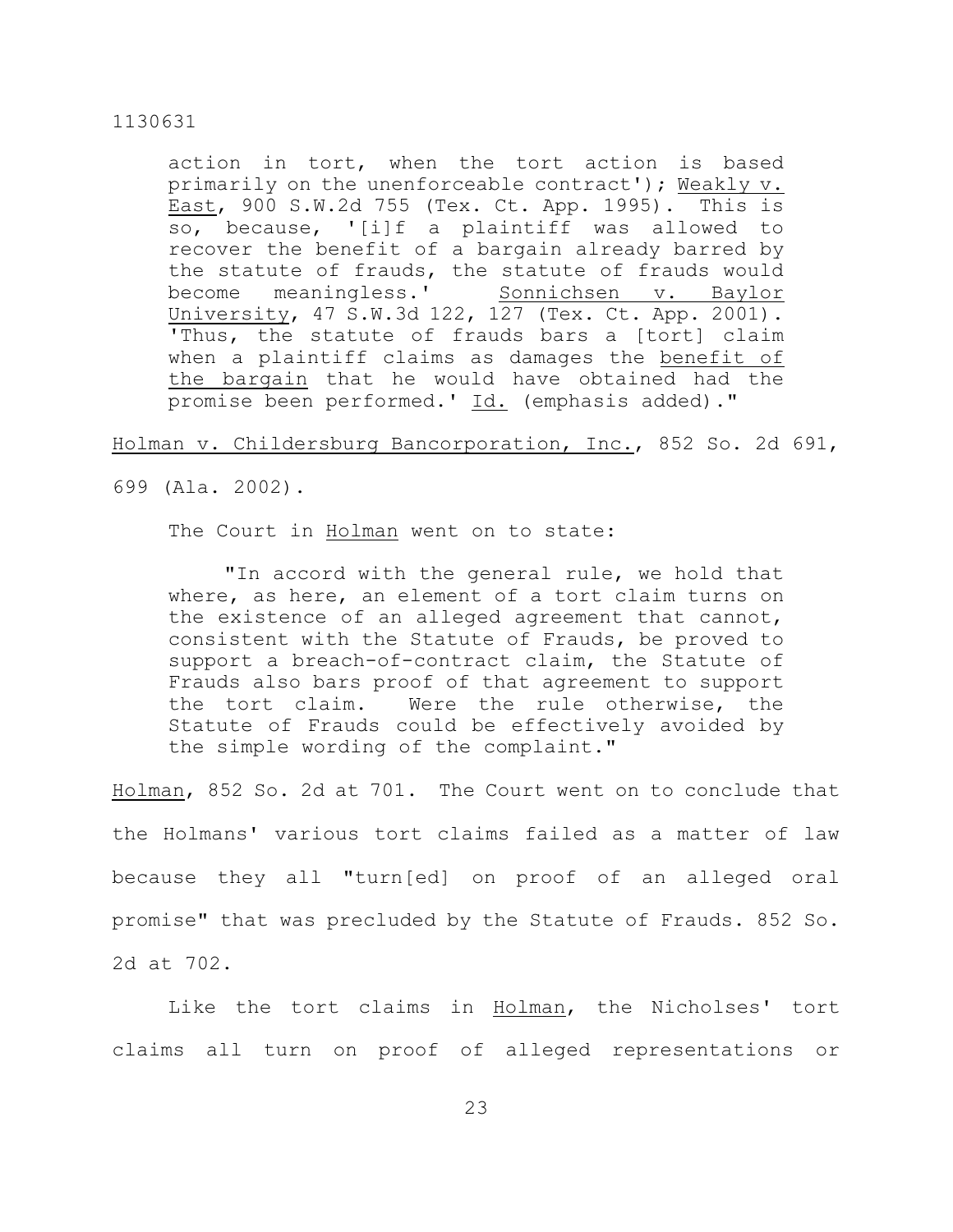> action in tort, when the tort action is based primarily on the unenforceable contract'); Weakly v. East, 900 S.W.2d 755 (Tex. Ct. App. 1995). This is so, because, '[i]f a plaintiff was allowed to recover the benefit of a bargain already barred by the statute of frauds, the statute of frauds would become meaningless.' Sonnichsen v. Baylor University, 47 S.W.3d 122, 127 (Tex. Ct. App. 2001). 'Thus, the statute of frauds bars a [tort] claim when a plaintiff claims as damages the benefit of the bargain that he would have obtained had the promise been performed.' Id. (emphasis added)."

Holman v. Childersburg Bancorporation, Inc., 852 So. 2d 691, 699 (Ala. 2002).

The Court in Holman went on to state:

> "In accord with the general rule, we hold that where, as here, an element of a tort claim turns on the existence of an alleged agreement that cannot, consistent with the Statute of Frauds, be proved to support a breach-of-contract claim, the Statute of Frauds also bars proof of that agreement to support the tort claim. Were the rule otherwise, the Statute of Frauds could be effectively avoided by the simple wording of the complaint."

Holman, 852 So. 2d at 701. The Court went on to conclude that the Holmans' various tort claims failed as a matter of law because they all "turn[ed] on proof of an alleged oral promise" that was precluded by the Statute of Frauds. 852 So. 2d at 702.

Like the tort claims in Holman, the Nicholses' tort claims all turn on proof of alleged representations or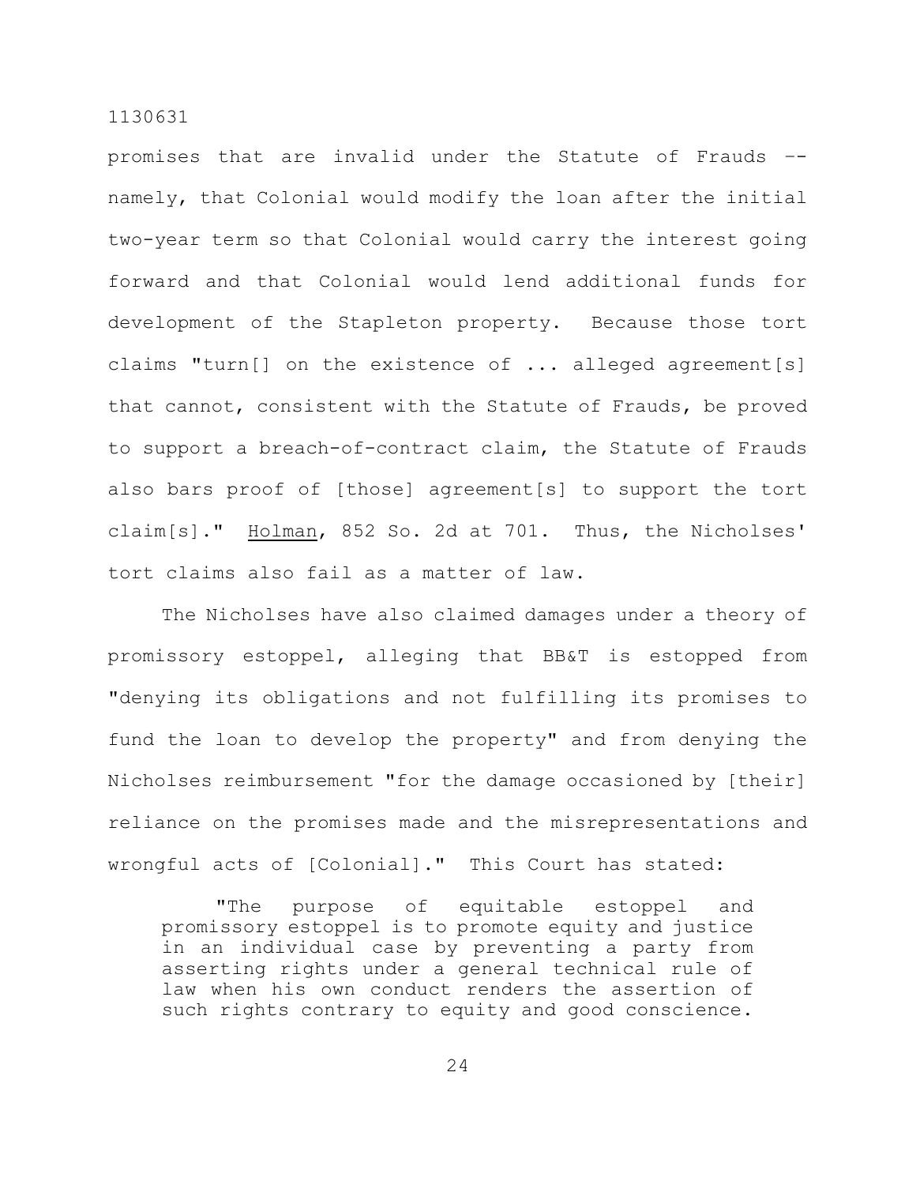promises that are invalid under the Statute of Frauds -- namely, that Colonial would modify the loan after the initial two-year term so that Colonial would carry the interest going forward and that Colonial would lend additional funds for development of the Stapleton property. Because those tort claims "turn[] on the existence of ... alleged agreement[s] that cannot, consistent with the Statute of Frauds, be proved to support a breach-of-contract claim, the Statute of Frauds also bars proof of [those] agreement[s] to support the tort claim[s]." Holman, 852 So. 2d at 701. Thus, the Nicholses' tort claims also fail as a matter of law.

The Nicholses have also claimed damages under a theory of promissory estoppel, alleging that BB&T is estopped from "denying its obligations and not fulfilling its promises to fund the loan to develop the property" and from denying the Nicholses reimbursement "for the damage occasioned by [their] reliance on the promises made and the misrepresentations and wrongful acts of [Colonial]." This Court has stated:

> "The purpose of equitable estoppel and promissory estoppel is to promote equity and justice in an individual case by preventing a party from asserting rights under a general technical rule of law when his own conduct renders the assertion of such rights contrary to equity and good conscience.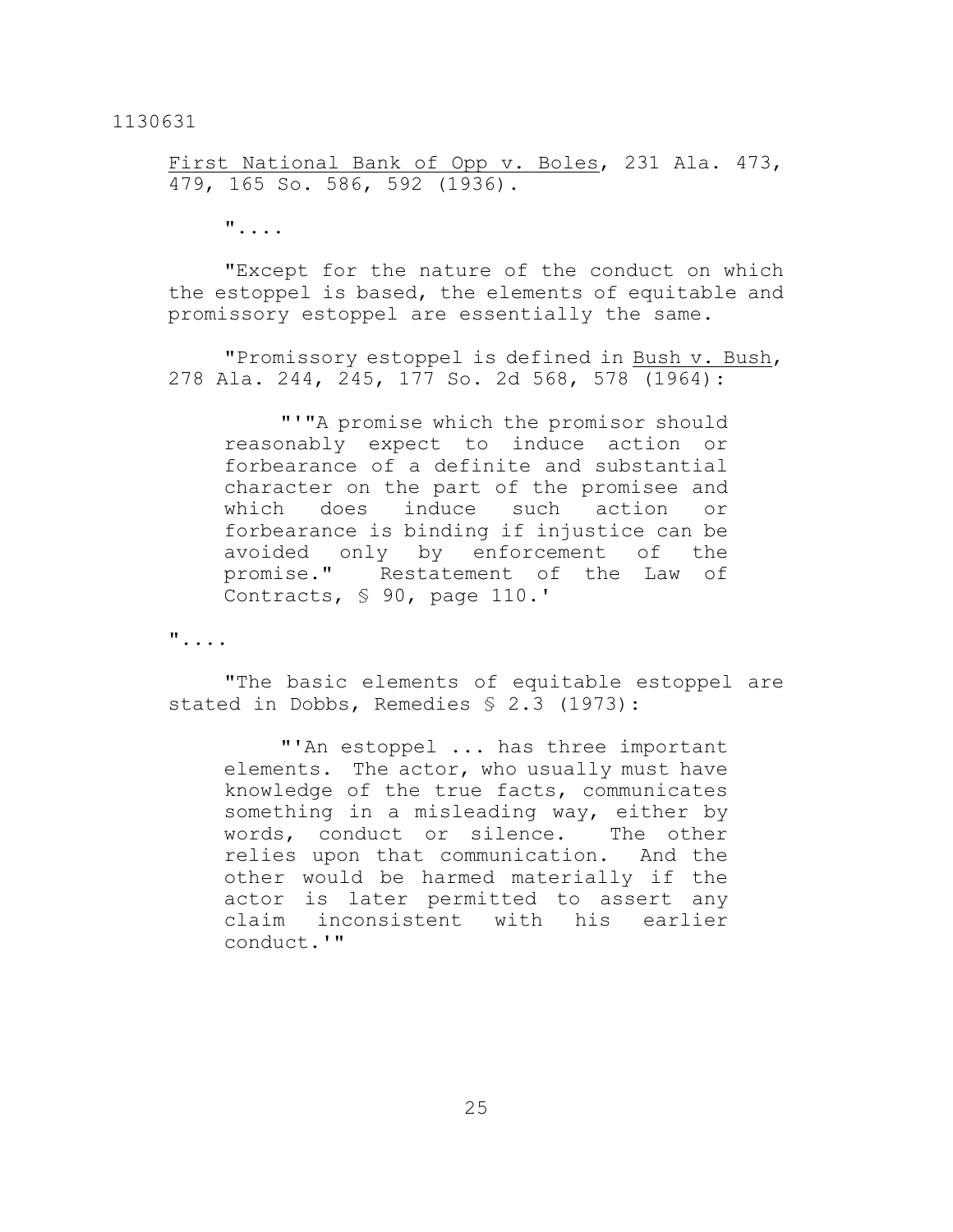First National Bank of Opp v. Boles, 231 Ala. 473, 479, 165 So. 586, 592 (1936).

"....

"Except for the nature of the conduct on which the estoppel is based, the elements of equitable and promissory estoppel are essentially the same.

"Promissory estoppel is defined in Bush v. Bush, 278 Ala. 244, 245, 177 So. 2d 568, 578 (1964):

> "'"A promise which the promisor should reasonably expect to induce action or forbearance of a definite and substantial character on the part of the promisee and which does induce such action or forbearance is binding if injustice can be avoided only by enforcement of the promise." Restatement of the Law of Contracts, § 90, page 110.'

"....

"The basic elements of equitable estoppel are stated in Dobbs, Remedies § 2.3 (1973):

> "'An estoppel ... has three important elements. The actor, who usually must have knowledge of the true facts, communicates something in a misleading way, either by words, conduct or silence. The other relies upon that communication. And the other would be harmed materially if the actor is later permitted to assert any claim inconsistent with his earlier conduct.'"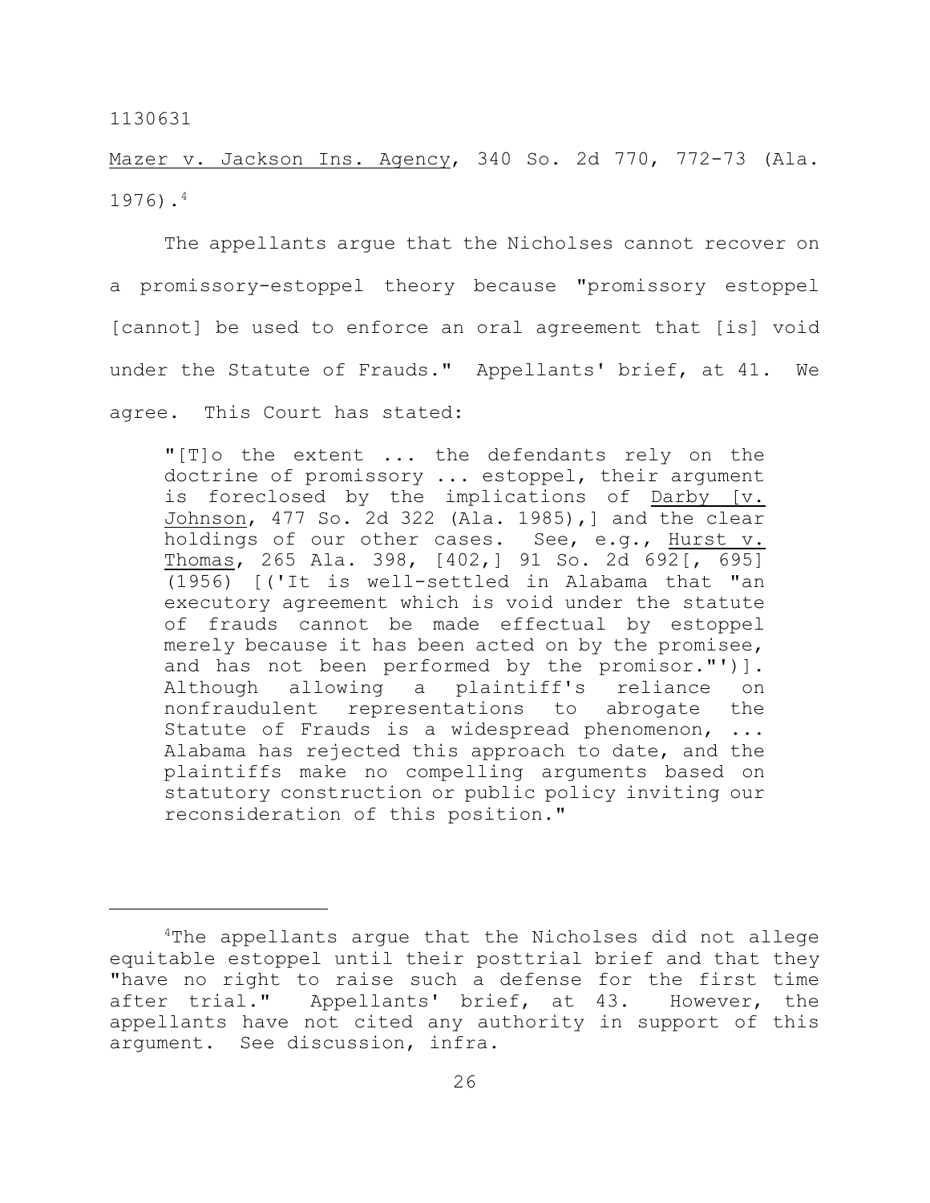Mazer v. Jackson Ins. Agency, 340 So. 2d 770, 772-73 (Ala. 1976).[4]

The appellants argue that the Nicholses cannot recover on a promissory-estoppel theory because "promissory estoppel [cannot] be used to enforce an oral agreement that [is] void under the Statute of Frauds." Appellants' brief, at 41. We agree. This Court has stated:

> "[T]o the extent ... the defendants rely on the doctrine of promissory ... estoppel, their argument is foreclosed by the implications of Darby [v. Johnson, 477 So. 2d 322 (Ala. 1985),] and the clear holdings of our other cases. See, e.g., Hurst v. Thomas, 265 Ala. 398, [402,] 91 So. 2d 692[, 695] (1956) [('It is well-settled in Alabama that "an executory agreement which is void under the statute of frauds cannot be made effectual by estoppel merely because it has been acted on by the promisee, and has not been performed by the promisor."')]. Although allowing a plaintiff's reliance on nonfraudulent representations to abrogate the Statute of Frauds is a widespread phenomenon, ... Alabama has rejected this approach to date, and the plaintiffs make no compelling arguments based on statutory construction or public policy inviting our reconsideration of this position."

---

[4] The appellants argue that the Nicholses did not allege equitable estoppel until their posttrial brief and that they "have no right to raise such a defense for the first time after trial." Appellants' brief, at 43. However, the appellants have not cited any authority in support of this argument. See discussion, infra.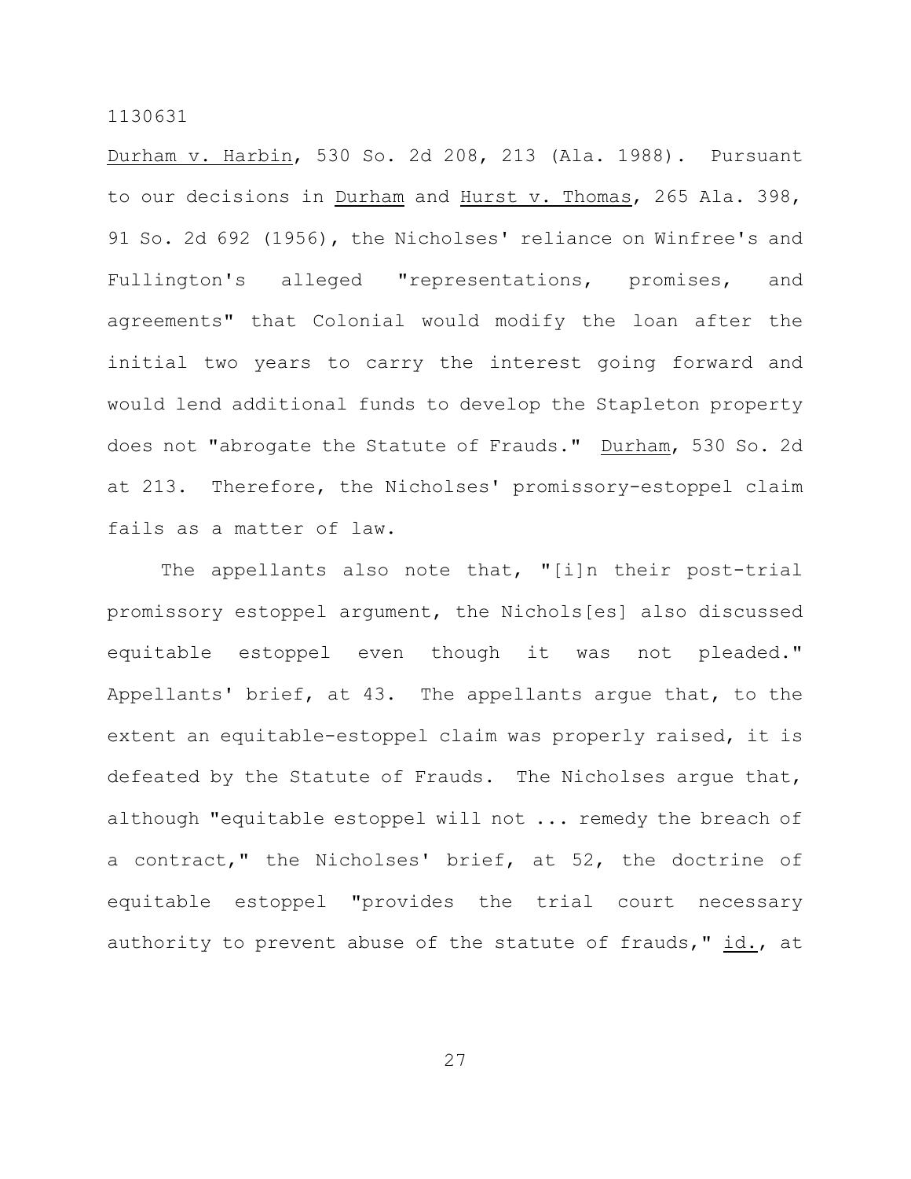Durham v. Harbin, 530 So. 2d 208, 213 (Ala. 1988). Pursuant to our decisions in Durham and Hurst v. Thomas, 265 Ala. 398, 91 So. 2d 692 (1956), the Nicholses' reliance on Winfree's and Fullington's alleged "representations, promises, and agreements" that Colonial would modify the loan after the initial two years to carry the interest going forward and would lend additional funds to develop the Stapleton property does not "abrogate the Statute of Frauds." Durham, 530 So. 2d at 213. Therefore, the Nicholses' promissory-estoppel claim fails as a matter of law.

The appellants also note that, "[i]n their post-trial promissory estoppel argument, the Nichols[es] also discussed equitable estoppel even though it was not pleaded." Appellants' brief, at 43. The appellants argue that, to the extent an equitable-estoppel claim was properly raised, it is defeated by the Statute of Frauds. The Nicholses argue that, although "equitable estoppel will not ... remedy the breach of a contract," the Nicholses' brief, at 52, the doctrine of equitable estoppel "provides the trial court necessary authority to prevent abuse of the statute of frauds," id., at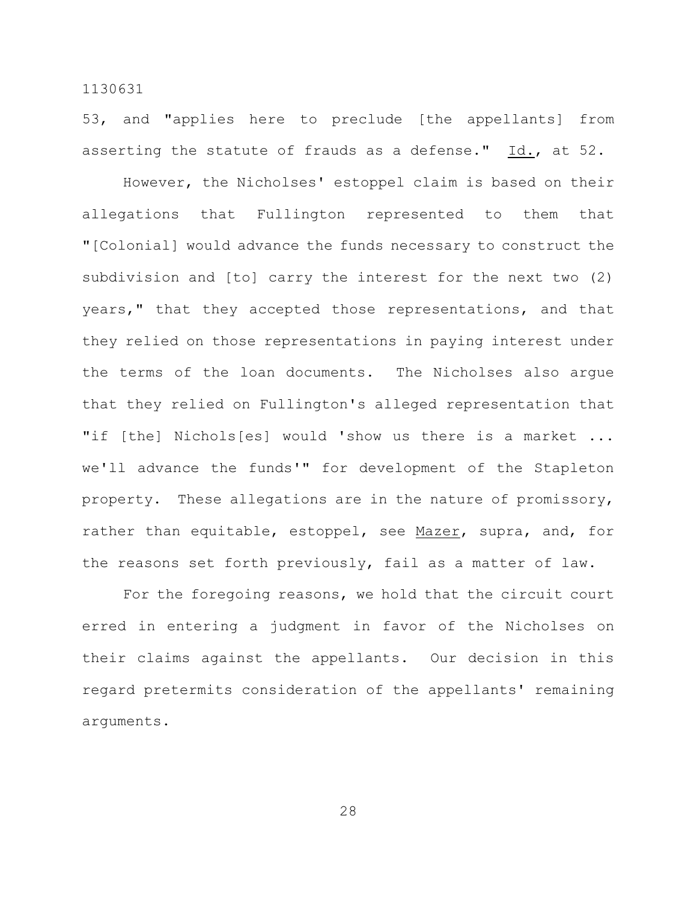53, and "applies here to preclude [the appellants] from asserting the statute of frauds as a defense." Id., at 52.

However, the Nicholses' estoppel claim is based on their allegations that Fullington represented to them that "[Colonial] would advance the funds necessary to construct the subdivision and [to] carry the interest for the next two (2) years," that they accepted those representations, and that they relied on those representations in paying interest under the terms of the loan documents. The Nicholses also argue that they relied on Fullington's alleged representation that "if [the] Nichols[es] would 'show us there is a market ... we'll advance the funds'" for development of the Stapleton property. These allegations are in the nature of promissory, rather than equitable, estoppel, see Mazer, supra, and, for the reasons set forth previously, fail as a matter of law.

For the foregoing reasons, we hold that the circuit court erred in entering a judgment in favor of the Nicholses on their claims against the appellants. Our decision in this regard pretermits consideration of the appellants' remaining arguments.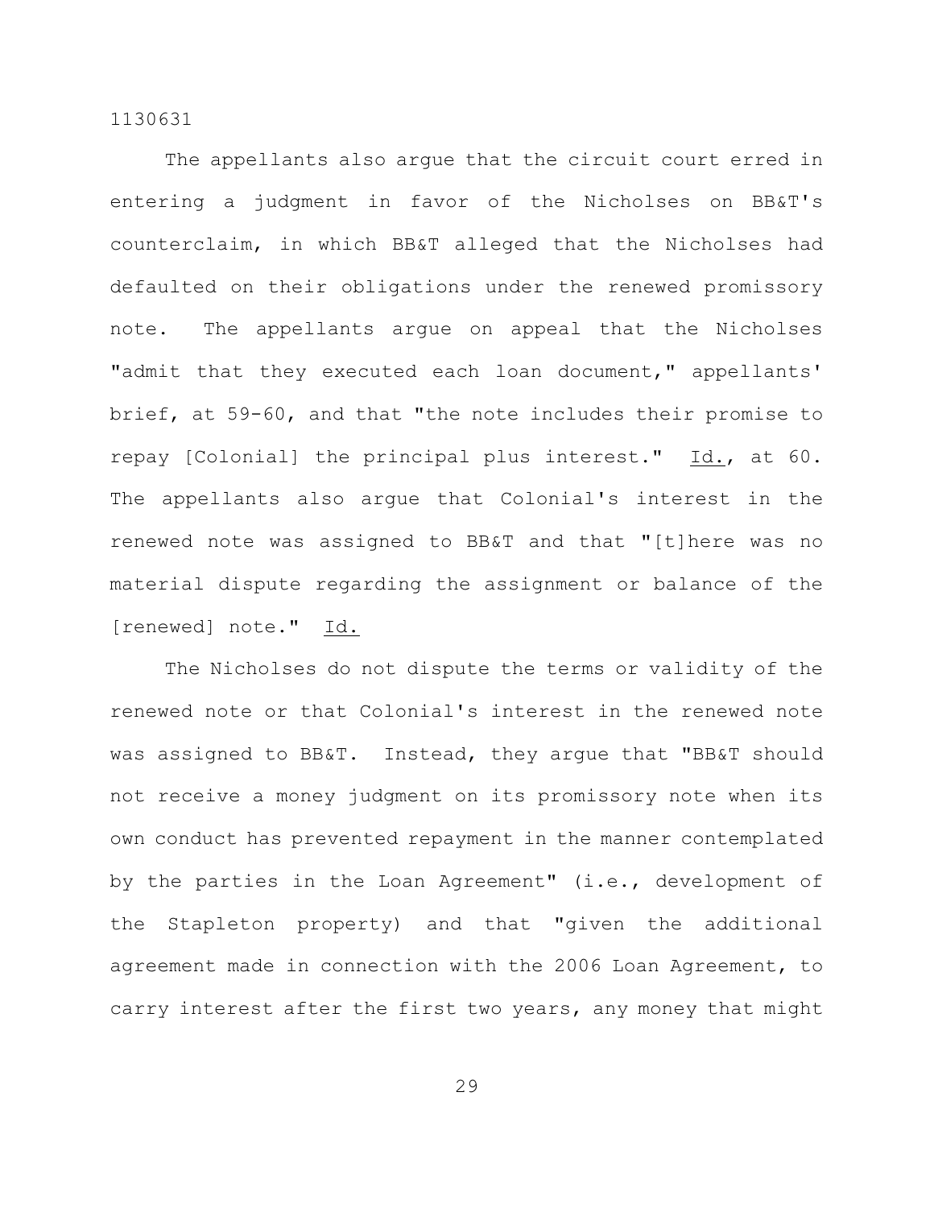The appellants also argue that the circuit court erred in entering a judgment in favor of the Nicholses on BB&T's counterclaim, in which BB&T alleged that the Nicholses had defaulted on their obligations under the renewed promissory note. The appellants argue on appeal that the Nicholses "admit that they executed each loan document," appellants' brief, at 59-60, and that "the note includes their promise to repay [Colonial] the principal plus interest." Id., at 60. The appellants also argue that Colonial's interest in the renewed note was assigned to BB&T and that "[t]here was no material dispute regarding the assignment or balance of the [renewed] note." Id.

The Nicholses do not dispute the terms or validity of the renewed note or that Colonial's interest in the renewed note was assigned to BB&T. Instead, they argue that "BB&T should not receive a money judgment on its promissory note when its own conduct has prevented repayment in the manner contemplated by the parties in the Loan Agreement" (i.e., development of the Stapleton property) and that "given the additional agreement made in connection with the 2006 Loan Agreement, to carry interest after the first two years, any money that might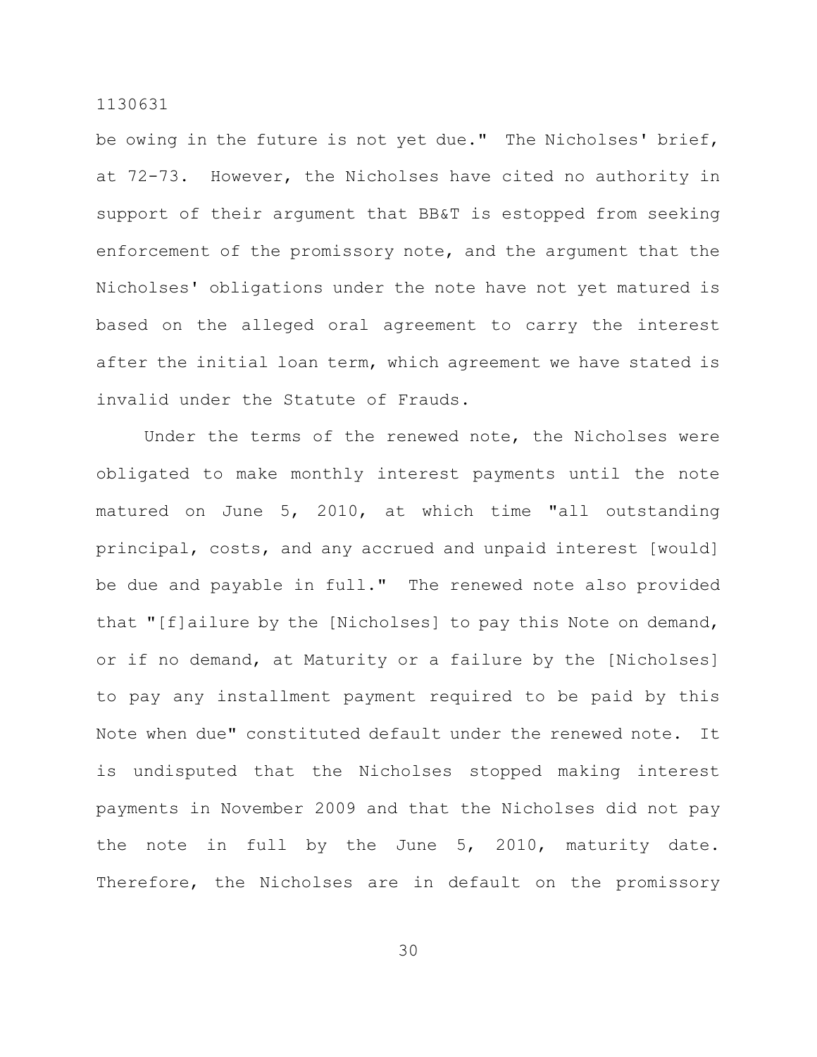be owing in the future is not yet due." The Nicholses' brief, at 72-73. However, the Nicholses have cited no authority in support of their argument that BB&T is estopped from seeking enforcement of the promissory note, and the argument that the Nicholses' obligations under the note have not yet matured is based on the alleged oral agreement to carry the interest after the initial loan term, which agreement we have stated is invalid under the Statute of Frauds.

Under the terms of the renewed note, the Nicholses were obligated to make monthly interest payments until the note matured on June 5, 2010, at which time "all outstanding principal, costs, and any accrued and unpaid interest [would] be due and payable in full." The renewed note also provided that "[f]ailure by the [Nicholses] to pay this Note on demand, or if no demand, at Maturity or a failure by the [Nicholses] to pay any installment payment required to be paid by this Note when due" constituted default under the renewed note. It is undisputed that the Nicholses stopped making interest payments in November 2009 and that the Nicholses did not pay the note in full by the June 5, 2010, maturity date. Therefore, the Nicholses are in default on the promissory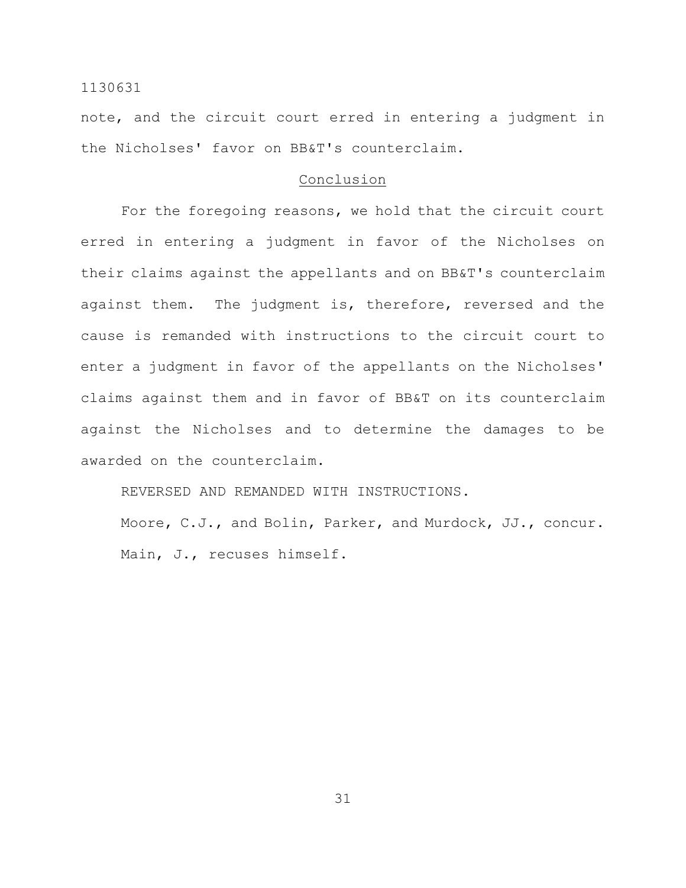note, and the circuit court erred in entering a judgment in the Nicholses' favor on BB&T's counterclaim.

## Conclusion

For the foregoing reasons, we hold that the circuit court erred in entering a judgment in favor of the Nicholses on their claims against the appellants and on BB&T's counterclaim against them. The judgment is, therefore, reversed and the cause is remanded with instructions to the circuit court to enter a judgment in favor of the appellants on the Nicholses' claims against them and in favor of BB&T on its counterclaim against the Nicholses and to determine the damages to be awarded on the counterclaim.

REVERSED AND REMANDED WITH INSTRUCTIONS.

Moore, C.J., and Bolin, Parker, and Murdock, JJ., concur.

Main, J., recuses himself.